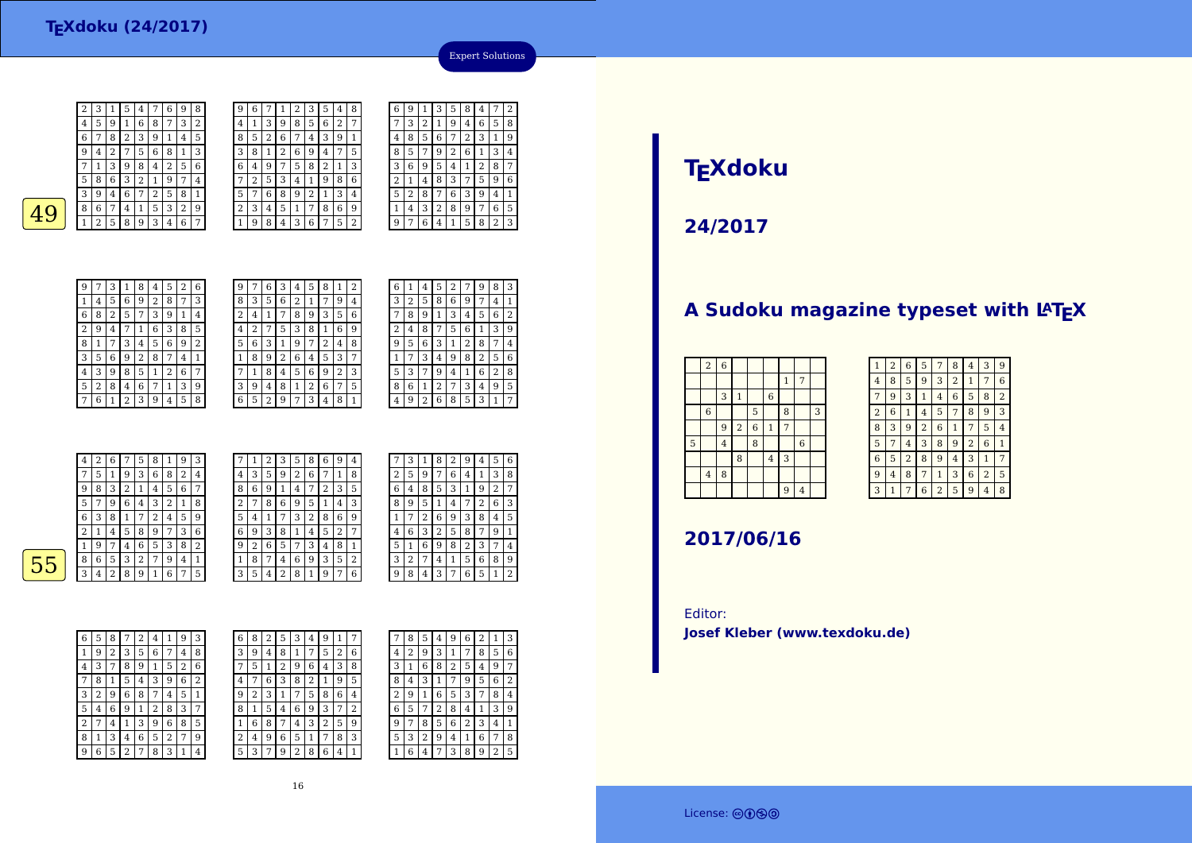Expert Solutions

49

| 2 | 3 | 1 | 5 | 4 | 7 | 6 | 9 | 8 |
|---|---|---|---|---|---|---|---|---|
| 4 | 5 | 9 | 1 | 6 | 8 | 7 | 3 | 2 |
| 6 | 7 | 8 | 2 | 3 | 9 | 1 | 4 | 5 |
| 9 | 4 | 2 | 7 | 5 | 6 | 8 | 1 | 3 |
| 7 | 1 | 3 | 9 | 8 | 4 | 2 | 5 | 6 |
| 5 | 8 | 6 | 3 | 2 | 1 | 9 | 7 | 4 |
| 3 | 9 | 4 | 6 | 7 | 2 | 5 | 8 | 1 |
| 8 | 6 | 7 | 4 | 1 | 5 | 3 | 2 | 9 |
| 1 | 2 | 5 | 8 | 9 | 3 | 4 | 6 | 7 |

| 9 | 6 | 7 | 1 | 2 | 3 | 5 | 4 | 8 |
|---|---|---|---|---|---|---|---|---|
| 4 | 1 | 3 | 9 | 8 | 5 | 6 | 2 | 7 |
| 8 | 5 | 2 | 6 | 7 | 4 | 3 | 9 | 1 |
| 3 | 8 | 1 | 2 | 6 | 9 | 4 | 7 | 5 |
| 6 | 4 | 9 | 7 | 5 | 8 | 2 | 1 | 3 |
| 7 | 2 | 5 | 3 | 4 | 1 | 9 | 8 | 6 |
| 5 | 7 | 6 | 8 | 9 | 2 | 1 | 3 | 4 |
| 2 | 3 | 4 | 5 | 1 | 7 | 8 | 6 | 9 |
| 1 | 9 | 8 | 4 | 3 | 6 | 7 | 5 | 2 |

| 6 | 9 | 1 | 3 | 5 | 8 | 4 | 7 | 2 |
|---|---|---|---|---|---|---|---|---|
| 7 | 3 | 2 | 1 | 9 | 4 | 6 | 5 | 8 |
| 4 | 8 | 5 | 6 | 7 | 2 | 3 | 1 | 9 |
| 8 | 5 | 7 | 9 | 2 | 6 | 1 | 3 | 4 |
| 3 | 6 | 9 | 5 | 4 | 1 | 2 | 8 | 7 |
| 2 | 1 | 4 | 8 | 3 | 7 | 5 | 9 | 6 |
| 5 | 2 | 8 | 7 | 6 | 3 | 9 | 4 | 1 |
| 1 | 4 | 3 | 2 | 8 | 9 | 7 | 6 | 5 |
| 9 | 7 | 6 | 4 | 1 | 5 | 8 | 2 | 3 |

| 9 | 7 | 3 | 1 | 8 | 4 | 5 | 2 | 6 |
|---|---|---|---|---|---|---|---|---|
| 1 | 4 | 5 | 6 | 9 | 2 | 8 | 7 | 3 |
| 6 | 8 | 2 | 5 | 7 | 3 | 9 | 1 | 4 |
| 2 | 9 | 4 | 7 | 1 | 6 | 3 | 8 | 5 |
| 8 | 1 | 7 | 3 | 4 | 5 | 6 | 9 | 2 |
| 3 | 5 | 6 | 9 | 2 | 8 | 7 | 4 | 1 |
| 4 | 3 | 9 | 8 | 5 | 1 | 2 | 6 | 7 |
| 5 | 2 | 8 | 4 | 6 | 7 | 1 | 3 | 9 |
| 7 | 6 | 1 | 2 | 3 | 9 | 4 | 5 | 8 |

| 9 | 7 | 6 | 3 | 4 | 5 | 8 | 1 | 2 |
|---|---|---|---|---|---|---|---|---|
| 8 | 3 | 5 | 6 | 2 | 1 | 7 | 9 | 4 |
| 2 | 4 | 1 | 7 | 8 | 9 | 3 | 5 | 6 |
| 4 | 2 | 7 | 5 | 3 | 8 | 1 | 6 | 9 |
| 5 | 6 | 3 | 1 | 9 | 7 | 2 | 4 | 8 |
| 1 | 8 | 9 | 2 | 6 | 4 | 5 | 3 | 7 |
| 7 | 1 | 8 | 4 | 5 | 6 | 9 | 2 | 3 |
| 3 | 9 | 4 | 8 | 1 | 2 | 6 | 7 | 5 |
| 6 | 5 | 2 | 9 | 7 | 3 | 4 | 8 | 1 |

| 6 | 1 | 4 | 5 | 2 | 7 | 9 | 8 | 3 |
|---|---|---|---|---|---|---|---|---|
| 3 | 2 | 5 | 8 | 6 | 9 | 7 | 4 | 1 |
| 7 | 8 | 9 | 1 | 3 | 4 | 5 | 6 | 2 |
| 2 | 4 | 8 | 7 | 5 | 6 | 1 | 3 | 9 |
| 9 | 5 | 6 | 3 | 1 | 2 | 8 | 7 | 4 |
| 1 | 7 | 3 | 4 | 9 | 8 | 2 | 5 | 6 |
| 5 | 3 | 7 | 9 | 4 | 1 | 6 | 2 | 8 |
| 8 | 6 | 1 | 2 | 7 | 3 | 4 | 9 | 5 |
| 4 | 9 | 2 | 6 | 8 | 5 | 3 | 1 | 7 |

55

| 4 | 2 | 6 | 7 | 5 | 8 | 1 | 9 | 3 |
|---|---|---|---|---|---|---|---|---|
| 7 | 5 | 1 | 9 | 3 | 6 | 8 | 2 | 4 |
| 9 | 8 | 3 | 2 | 1 | 4 | 5 | 6 | 7 |
| 5 | 7 | 9 | 6 | 4 | 3 | 2 | 1 | 8 |
| 6 | 3 | 8 | 1 | 7 | 2 | 4 | 5 | 9 |
| 2 | 1 | 4 | 5 | 8 | 9 | 7 | 3 | 6 |
| 1 | 9 | 7 | 4 | 6 | 5 | 3 | 8 | 2 |
| 8 | 6 | 5 | 3 | 2 | 7 | 9 | 4 | 1 |
| 3 | 4 | 2 | 8 | 9 | 1 | 6 | 7 | 5 |

| 7 | 1 | 2 | 3 | 5 | 8 | 6 | 9 | 4 |
|---|---|---|---|---|---|---|---|---|
| 4 | 3 | 5 | 9 | 2 | 6 | 7 | 1 | 8 |
| 8 | 6 | 9 | 1 | 4 | 7 | 2 | 3 | 5 |
| 2 | 7 | 8 | 6 | 9 | 5 | 1 | 4 | 3 |
| 5 | 4 | 1 | 7 | 3 | 2 | 8 | 6 | 9 |
| 6 | 9 | 3 | 8 | 1 | 4 | 5 | 2 | 7 |
| 9 | 2 | 6 | 5 | 7 | 3 | 4 | 8 | 1 |
| 1 | 8 | 7 | 4 | 6 | 9 | 3 | 5 | 2 |
| 3 | 5 | 4 | 2 | 8 | 1 | 9 | 7 | 6 |

| 7 | 3 | 1 | 8 | 2 | 9 | 4 | 5 | 6 |
|---|---|---|---|---|---|---|---|---|
| 2 | 5 | 9 | 7 | 6 | 4 | 1 | 3 | 8 |
| 6 | 4 | 8 | 5 | 3 | 1 | 9 | 2 | 7 |
| 8 | 9 | 5 | 1 | 4 | 7 | 2 | 6 | 3 |
| 1 | 7 | 2 | 6 | 9 | 3 | 8 | 4 | 5 |
| 4 | 6 | 3 | 2 | 5 | 8 | 7 | 9 | 1 |
| 5 | 1 | 6 | 9 | 8 | 2 | 3 | 7 | 4 |
| 3 | 2 | 7 | 4 | 1 | 5 | 6 | 8 | 9 |
| 9 | 8 | 4 | 3 | 7 | 6 | 5 | 1 | 2 |

| 6 | 5 | 8 | 7 | 2 | 4 | 1 | 9 | 3 |
|---|---|---|---|---|---|---|---|---|
| 1 | 9 | 2 | 3 | 5 | 6 | 7 | 4 | 8 |
| 4 | 3 | 7 | 8 | 9 | 1 | 5 | 2 | 6 |
| 7 | 8 | 1 | 5 | 4 | 3 | 9 | 6 | 2 |
| 3 | 2 | 9 | 6 | 8 | 7 | 4 | 5 | 1 |
| 5 | 4 | 6 | 9 | 1 | 2 | 8 | 3 | 7 |
| 2 | 7 | 4 | 1 | 3 | 9 | 6 | 8 | 5 |
| 8 | 1 | 3 | 4 | 6 | 5 | 2 | 7 | 9 |
| 9 | 6 | 5 | 2 | 7 | 8 | 3 | 1 | 4 |

| 6 | 8 | 2 | 5 | 3 | 4 | 9 | 1 | 7 |
|---|---|---|---|---|---|---|---|---|
| 3 | 9 | 4 | 8 | 1 | 7 | 5 | 2 | 6 |
| 7 | 5 | 1 | 2 | 9 | 6 | 4 | 3 | 8 |
| 4 | 7 | 6 | 3 | 8 | 2 | 1 | 9 | 5 |
| 9 | 2 | 3 | 1 | 7 | 5 | 8 | 6 | 4 |
| 8 | 1 | 5 | 4 | 6 | 9 | 3 | 7 | 2 |
| 1 | 6 | 8 | 7 | 4 | 3 | 2 | 5 | 9 |
| 2 | 4 | 9 | 6 | 5 | 1 | 7 | 8 | 3 |
| 5 | 3 | 7 | 9 | 2 | 8 | 6 | 4 | 1 |

| 7 | 8 | 5 | 4 | 9 | 6 | 2 | 1 | 3 |
|---|---|---|---|---|---|---|---|---|
| 4 | 2 | 9 | 3 | 1 | 7 | 8 | 5 | 6 |
| 3 | 1 | 6 | 8 | 2 | 5 | 4 | 9 | 7 |
| 8 | 4 | 3 | 1 | 7 | 9 | 5 | 6 | 2 |
| 2 | 9 | 1 | 6 | 5 | 3 | 7 | 8 | 4 |
| 6 | 5 | 7 | 2 | 8 | 4 | 1 | 3 | 9 |
| 9 | 7 | 8 | 5 | 6 | 2 | 3 | 4 | 1 |
| 5 | 3 | 2 | 9 | 4 | 1 | 6 | 7 | 8 |
| 1 | 6 | 4 | 7 | 3 | 8 | 9 | 2 | 5 |

# TEXdoku

## 24/2017

## A Sudoku magazine typeset with LaTeX

|   | 2 | 6 |   |   |   |   |   |   |
|---|---|---|---|---|---|---|---|---|
|   |   |   |   |   |   | 1 | 7 |   |
|   |   | 3 | 1 |   | 6 |   |   |   |
|   | 6 |   |   | 5 |   | 8 |   | 3 |
|   |   | 9 | 2 | 6 | 1 | 7 |   |   |
| 5 |   | 4 |   | 8 |   |   | 6 |   |
|   |   |   | 8 |   | 4 | 3 |   |   |
|   | 4 | 8 |   |   |   |   |   |   |
|   |   |   |   |   |   | 9 | 4 |   |

| 1 | 2 | 6 | 5 | 7 | 8 | 4 | 3 | 9 |
|---|---|---|---|---|---|---|---|---|
| 4 | 8 | 5 | 9 | 3 | 2 | 1 | 7 | 6 |
| 7 | 9 | 3 | 1 | 4 | 6 | 5 | 8 | 2 |
| 2 | 6 | 1 | 4 | 5 | 7 | 8 | 9 | 3 |
| 8 | 3 | 9 | 2 | 6 | 1 | 7 | 5 | 4 |
| 5 | 7 | 4 | 3 | 8 | 9 | 2 | 6 | 1 |
| 6 | 5 | 2 | 8 | 9 | 4 | 3 | 1 | 7 |
| 9 | 4 | 8 | 7 | 1 | 3 | 6 | 2 | 5 |
| 3 | 1 | 7 | 6 | 2 | 5 | 9 | 4 | 8 |

## 2017/06/16

Editor:
**Josef Kleber (www.texdoku.de)**

License: CC BY-NC-SA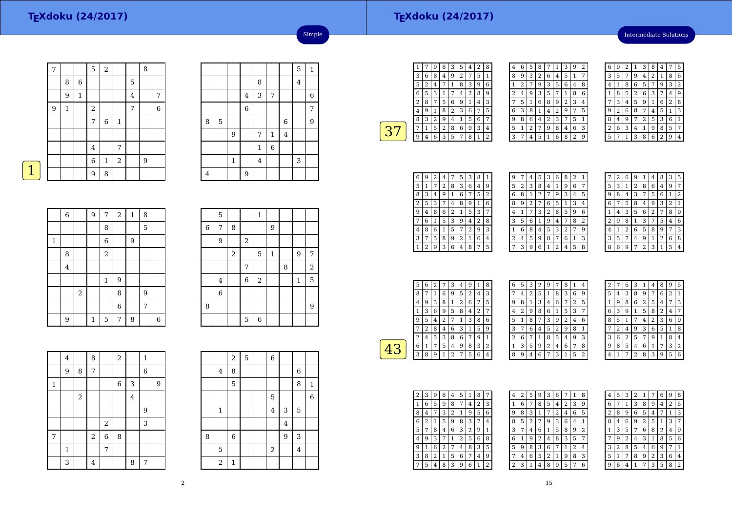# TEXdoku (24/2017)

Simple

1

| | | | | | | | | |
|---|---|---|---|---|---|---|---|---|
| 7 | | | 5 | 2 | | | 8 | |
| | 8 | 6 | | | | 5 | | |
| | 9 | 1 | | | | 4 | | 7 |
| 9 | 1 | | 2 | | | 7 | | 6 |
| | | | 7 | 6 | 1 | | | |
| | | | | | | | | |
| | | | 4 | | 7 | | | |
| | | | 6 | 1 | 2 | | 9 | |
| | | | 9 | 8 | | | | |

| | | | | | | | | |
|---|---|---|---|---|---|---|---|---|
| | | | | | | | 5 | 1 |
| | | | | 8 | | | 4 | |
| | | | 4 | 3 | 7 | | | 6 |
| | | | 6 | | | | | 7 |
| 8 | 5 | | | | | 6 | | 9 |
| | | 9 | | 7 | 1 | 4 | | |
| | | | | 1 | 6 | | | |
| | | 1 | | 4 | | | 3 | |
| 4 | | | 9 | | | | | |

| | | | | | | | | |
|---|---|---|---|---|---|---|---|---|
| | 6 | | 9 | 7 | 2 | 1 | 8 | |
| | | | | 8 | | | 5 | |
| 1 | | | | 6 | | 9 | | |
| | 8 | | | 2 | | | | |
| | 4 | | | | | | | |
| | | | | 1 | 9 | | | |
| | | 2 | | | 8 | | 9 | |
| | | | | | 6 | | 7 | |
| | 9 | | 1 | 5 | 7 | 8 | | 6 |

| | | | | | | | | |
|---|---|---|---|---|---|---|---|---|
| | 5 | | | 1 | | | | |
| 6 | 7 | 8 | | | 9 | | | |
| | 9 | | 2 | | | | | |
| | | 2 | | 5 | 1 | | 9 | 7 |
| | | | 7 | | | 8 | | 2 |
| | 4 | | 6 | 2 | | | 1 | 5 |
| | 6 | | | | | | | |
| 8 | | | | | | | | 9 |
| | | | 5 | 6 | | | | |

| | | | | | | | | |
|---|---|---|---|---|---|---|---|---|
| | 4 | | 8 | | 2 | | 1 | |
| | 9 | 8 | 7 | | | | 6 | |
| 1 | | | | | 6 | 3 | | 9 |
| | | 2 | | | | 4 | | |
| | | | | | | | 9 | |
| | | | | 2 | | | 3 | |
| 7 | | | 2 | 6 | 8 | | | |
| | 1 | | | 7 | | | | |
| | 3 | | 4 | | | 8 | 7 | |

| | | | | | | | | |
|---|---|---|---|---|---|---|---|---|
| | | 2 | 5 | | 6 | | | |
| | 4 | 8 | | | | | 6 | |
| | | 5 | | | | | 8 | 1 |
| | | | | | 5 | | | 6 |
| | 1 | | | | 4 | 3 | 5 | |
| | | | | | | 4 | | |
| 8 | | 6 | | | | 9 | 3 | |
| | 5 | | | | 2 | | 4 | |
| | 2 | 1 | | | | | | |

# TEXdoku (24/2017)

Intermediate Solutions

37

| | | | | | | | | |
|---|---|---|---|---|---|---|---|---|
| 1 | 7 | 9 | 6 | 3 | 5 | 4 | 2 | 8 |
| 3 | 6 | 8 | 4 | 9 | 2 | 7 | 5 | 1 |
| 5 | 2 | 4 | 7 | 1 | 8 | 3 | 9 | 6 |
| 6 | 5 | 3 | 1 | 7 | 4 | 2 | 8 | 9 |
| 2 | 8 | 7 | 5 | 6 | 9 | 1 | 4 | 3 |
| 4 | 9 | 1 | 8 | 2 | 3 | 6 | 7 | 5 |
| 8 | 3 | 2 | 9 | 4 | 1 | 5 | 6 | 7 |
| 7 | 1 | 5 | 2 | 8 | 6 | 9 | 3 | 4 |
| 9 | 4 | 6 | 3 | 5 | 7 | 8 | 1 | 2 |

| | | | | | | | | |
|---|---|---|---|---|---|---|---|---|
| 4 | 6 | 5 | 8 | 7 | 1 | 3 | 9 | 2 |
| 8 | 9 | 3 | 2 | 6 | 4 | 5 | 1 | 7 |
| 1 | 2 | 7 | 9 | 3 | 5 | 6 | 4 | 8 |
| 2 | 4 | 9 | 3 | 5 | 7 | 1 | 8 | 6 |
| 7 | 5 | 1 | 6 | 8 | 9 | 2 | 3 | 4 |
| 6 | 3 | 8 | 1 | 4 | 2 | 9 | 7 | 5 |
| 9 | 8 | 6 | 4 | 2 | 3 | 7 | 5 | 1 |
| 5 | 1 | 2 | 7 | 9 | 8 | 4 | 6 | 3 |
| 3 | 7 | 4 | 5 | 1 | 6 | 8 | 2 | 9 |

| | | | | | | | | |
|---|---|---|---|---|---|---|---|---|
| 6 | 9 | 2 | 1 | 3 | 8 | 4 | 7 | 5 |
| 3 | 5 | 7 | 9 | 4 | 2 | 1 | 8 | 6 |
| 4 | 1 | 8 | 6 | 5 | 7 | 9 | 3 | 2 |
| 1 | 8 | 5 | 2 | 6 | 3 | 7 | 4 | 9 |
| 7 | 3 | 4 | 5 | 9 | 1 | 6 | 2 | 8 |
| 9 | 2 | 6 | 8 | 7 | 4 | 5 | 1 | 3 |
| 8 | 4 | 9 | 7 | 2 | 5 | 3 | 6 | 1 |
| 2 | 6 | 3 | 4 | 1 | 9 | 8 | 5 | 7 |
| 5 | 7 | 1 | 3 | 8 | 6 | 2 | 9 | 4 |

| | | | | | | | | |
|---|---|---|---|---|---|---|---|---|
| 6 | 9 | 2 | 4 | 7 | 5 | 3 | 8 | 1 |
| 5 | 1 | 7 | 2 | 8 | 3 | 6 | 4 | 9 |
| 8 | 3 | 4 | 9 | 1 | 6 | 7 | 5 | 2 |
| 2 | 5 | 3 | 7 | 4 | 8 | 9 | 1 | 6 |
| 9 | 4 | 8 | 6 | 2 | 1 | 5 | 3 | 7 |
| 7 | 6 | 1 | 5 | 3 | 9 | 4 | 2 | 8 |
| 4 | 8 | 6 | 1 | 5 | 7 | 2 | 9 | 3 |
| 3 | 7 | 5 | 8 | 9 | 2 | 1 | 6 | 4 |
| 1 | 2 | 9 | 3 | 6 | 4 | 8 | 7 | 5 |

| | | | | | | | | |
|---|---|---|---|---|---|---|---|---|
| 9 | 7 | 4 | 5 | 3 | 6 | 8 | 2 | 1 |
| 5 | 2 | 3 | 8 | 4 | 1 | 9 | 6 | 7 |
| 6 | 8 | 1 | 2 | 7 | 9 | 3 | 4 | 5 |
| 8 | 9 | 2 | 7 | 6 | 5 | 1 | 3 | 4 |
| 4 | 1 | 7 | 3 | 2 | 8 | 5 | 9 | 6 |
| 3 | 5 | 6 | 1 | 9 | 4 | 7 | 8 | 2 |
| 1 | 6 | 8 | 4 | 5 | 3 | 2 | 7 | 9 |
| 2 | 4 | 5 | 9 | 8 | 7 | 6 | 1 | 3 |
| 7 | 3 | 9 | 6 | 1 | 2 | 4 | 5 | 8 |

| | | | | | | | | |
|---|---|---|---|---|---|---|---|---|
| 7 | 2 | 6 | 9 | 1 | 4 | 8 | 3 | 5 |
| 5 | 3 | 1 | 2 | 8 | 6 | 4 | 9 | 7 |
| 9 | 8 | 4 | 3 | 7 | 5 | 6 | 1 | 2 |
| 6 | 7 | 5 | 8 | 4 | 9 | 3 | 2 | 1 |
| 1 | 4 | 3 | 5 | 6 | 2 | 7 | 8 | 9 |
| 2 | 9 | 8 | 1 | 3 | 7 | 5 | 4 | 6 |
| 4 | 1 | 2 | 6 | 5 | 8 | 9 | 7 | 3 |
| 3 | 5 | 7 | 4 | 9 | 1 | 2 | 6 | 8 |
| 8 | 6 | 9 | 7 | 2 | 3 | 1 | 5 | 4 |

43

| | | | | | | | | |
|---|---|---|---|---|---|---|---|---|
| 5 | 6 | 2 | 7 | 3 | 4 | 9 | 1 | 8 |
| 8 | 7 | 1 | 6 | 9 | 5 | 2 | 4 | 3 |
| 4 | 9 | 3 | 8 | 1 | 2 | 6 | 7 | 5 |
| 1 | 3 | 6 | 9 | 5 | 8 | 4 | 2 | 7 |
| 9 | 5 | 4 | 2 | 7 | 1 | 3 | 8 | 6 |
| 7 | 2 | 8 | 4 | 6 | 3 | 1 | 5 | 9 |
| 2 | 4 | 5 | 3 | 8 | 6 | 7 | 9 | 1 |
| 6 | 1 | 7 | 5 | 4 | 9 | 8 | 3 | 2 |
| 3 | 8 | 9 | 1 | 2 | 7 | 5 | 6 | 4 |

| | | | | | | | | |
|---|---|---|---|---|---|---|---|---|
| 6 | 5 | 3 | 2 | 9 | 7 | 8 | 1 | 4 |
| 7 | 4 | 2 | 5 | 1 | 8 | 3 | 6 | 9 |
| 9 | 8 | 1 | 3 | 4 | 6 | 7 | 2 | 5 |
| 4 | 2 | 9 | 8 | 6 | 1 | 5 | 3 | 7 |
| 5 | 1 | 8 | 7 | 3 | 9 | 2 | 4 | 6 |
| 3 | 7 | 6 | 4 | 5 | 2 | 9 | 8 | 1 |
| 2 | 6 | 7 | 1 | 8 | 5 | 4 | 9 | 3 |
| 1 | 3 | 5 | 9 | 2 | 4 | 6 | 7 | 8 |
| 8 | 9 | 4 | 6 | 7 | 3 | 1 | 5 | 2 |

| | | | | | | | | |
|---|---|---|---|---|---|---|---|---|
| 2 | 7 | 6 | 3 | 1 | 4 | 8 | 9 | 5 |
| 5 | 4 | 3 | 8 | 9 | 7 | 6 | 2 | 1 |
| 1 | 9 | 8 | 6 | 2 | 5 | 4 | 7 | 3 |
| 6 | 3 | 9 | 1 | 5 | 8 | 2 | 4 | 7 |
| 8 | 5 | 1 | 7 | 4 | 2 | 3 | 6 | 9 |
| 7 | 2 | 4 | 9 | 3 | 6 | 5 | 1 | 8 |
| 3 | 6 | 2 | 5 | 7 | 9 | 1 | 8 | 4 |
| 9 | 8 | 5 | 4 | 6 | 1 | 7 | 3 | 2 |
| 4 | 1 | 7 | 2 | 8 | 3 | 9 | 5 | 6 |

| | | | | | | | | |
|---|---|---|---|---|---|---|---|---|
| 2 | 3 | 9 | 6 | 4 | 5 | 1 | 8 | 7 |
| 1 | 6 | 5 | 9 | 8 | 7 | 4 | 2 | 3 |
| 8 | 4 | 7 | 3 | 2 | 1 | 9 | 5 | 6 |
| 6 | 2 | 1 | 5 | 9 | 8 | 3 | 7 | 4 |
| 5 | 7 | 8 | 4 | 6 | 3 | 2 | 9 | 1 |
| 4 | 9 | 3 | 7 | 1 | 2 | 5 | 6 | 8 |
| 9 | 1 | 6 | 2 | 7 | 4 | 8 | 3 | 5 |
| 3 | 8 | 2 | 1 | 5 | 6 | 7 | 4 | 9 |
| 7 | 5 | 4 | 8 | 3 | 9 | 6 | 1 | 2 |

| | | | | | | | | |
|---|---|---|---|---|---|---|---|---|
| 4 | 2 | 5 | 9 | 3 | 6 | 7 | 1 | 8 |
| 1 | 6 | 7 | 8 | 5 | 4 | 2 | 3 | 9 |
| 9 | 8 | 3 | 1 | 7 | 2 | 4 | 6 | 5 |
| 8 | 5 | 2 | 7 | 9 | 3 | 6 | 4 | 1 |
| 3 | 7 | 4 | 6 | 1 | 5 | 8 | 9 | 2 |
| 6 | 1 | 9 | 2 | 4 | 8 | 3 | 5 | 7 |
| 5 | 9 | 8 | 3 | 6 | 7 | 1 | 2 | 4 |
| 7 | 4 | 6 | 5 | 2 | 1 | 9 | 8 | 3 |
| 2 | 3 | 1 | 4 | 8 | 9 | 5 | 7 | 6 |

| | | | | | | | | |
|---|---|---|---|---|---|---|---|---|
| 4 | 5 | 3 | 2 | 1 | 7 | 6 | 9 | 8 |
| 6 | 7 | 1 | 3 | 8 | 9 | 4 | 2 | 5 |
| 2 | 8 | 9 | 6 | 5 | 4 | 7 | 1 | 3 |
| 8 | 4 | 6 | 9 | 2 | 5 | 1 | 3 | 7 |
| 1 | 3 | 5 | 7 | 6 | 8 | 2 | 4 | 9 |
| 7 | 9 | 2 | 4 | 3 | 1 | 8 | 5 | 6 |
| 3 | 2 | 8 | 5 | 4 | 6 | 9 | 7 | 1 |
| 5 | 1 | 7 | 8 | 9 | 2 | 3 | 6 | 4 |
| 9 | 6 | 4 | 1 | 7 | 3 | 5 | 8 | 2 |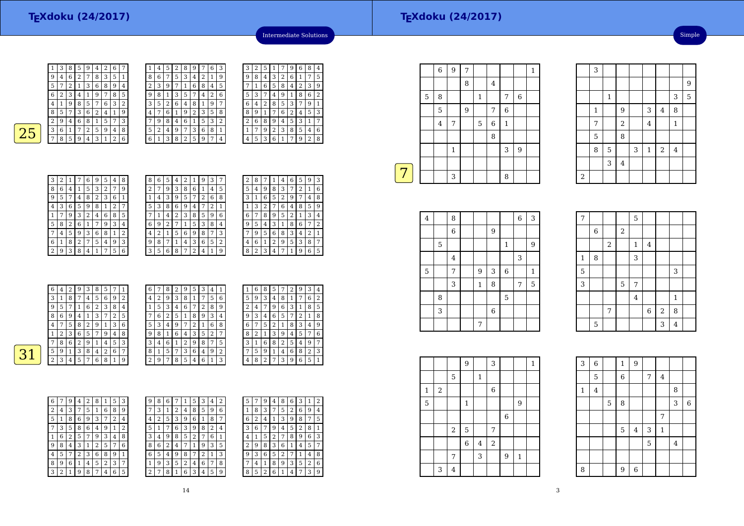## Intermediate Solutions

**25**

| 1 | 3 | 8 | 5 | 9 | 4 | 2 | 6 | 7 |
|---|---|---|---|---|---|---|---|---|
| 9 | 4 | 6 | 2 | 7 | 8 | 3 | 5 | 1 |
| 5 | 7 | 2 | 1 | 3 | 6 | 8 | 9 | 4 |
| 6 | 2 | 3 | 4 | 1 | 9 | 7 | 8 | 5 |
| 4 | 1 | 9 | 8 | 5 | 7 | 6 | 3 | 2 |
| 8 | 5 | 7 | 3 | 6 | 2 | 4 | 1 | 9 |
| 2 | 9 | 4 | 6 | 8 | 1 | 5 | 7 | 3 |
| 3 | 6 | 1 | 7 | 2 | 5 | 9 | 4 | 8 |
| 7 | 8 | 5 | 9 | 4 | 3 | 1 | 2 | 6 |

| 1 | 4 | 5 | 2 | 8 | 9 | 7 | 6 | 3 |
|---|---|---|---|---|---|---|---|---|
| 8 | 6 | 7 | 5 | 3 | 4 | 2 | 1 | 9 |
| 2 | 3 | 9 | 7 | 1 | 6 | 8 | 4 | 5 |
| 9 | 8 | 1 | 3 | 5 | 7 | 4 | 2 | 6 |
| 3 | 5 | 2 | 6 | 4 | 8 | 1 | 9 | 7 |
| 4 | 7 | 6 | 1 | 9 | 2 | 3 | 5 | 8 |
| 7 | 9 | 8 | 4 | 6 | 1 | 5 | 3 | 2 |
| 5 | 2 | 4 | 9 | 7 | 3 | 6 | 8 | 1 |
| 6 | 1 | 3 | 8 | 2 | 5 | 9 | 7 | 4 |

| 3 | 2 | 5 | 1 | 7 | 9 | 6 | 8 | 4 |
|---|---|---|---|---|---|---|---|---|
| 9 | 8 | 4 | 3 | 2 | 6 | 1 | 7 | 5 |
| 7 | 1 | 6 | 5 | 8 | 4 | 2 | 3 | 9 |
| 5 | 3 | 7 | 4 | 9 | 1 | 8 | 6 | 2 |
| 6 | 4 | 2 | 8 | 5 | 3 | 7 | 9 | 1 |
| 8 | 9 | 1 | 7 | 6 | 2 | 4 | 5 | 3 |
| 2 | 6 | 8 | 9 | 4 | 5 | 3 | 1 | 7 |
| 1 | 7 | 9 | 2 | 3 | 8 | 5 | 4 | 6 |
| 4 | 5 | 3 | 6 | 1 | 7 | 9 | 2 | 8 |

| 3 | 2 | 1 | 7 | 6 | 9 | 5 | 4 | 8 |
|---|---|---|---|---|---|---|---|---|
| 8 | 6 | 4 | 1 | 5 | 3 | 2 | 7 | 9 |
| 9 | 5 | 7 | 4 | 8 | 2 | 3 | 6 | 1 |
| 4 | 3 | 6 | 5 | 9 | 8 | 1 | 2 | 7 |
| 1 | 7 | 9 | 3 | 2 | 4 | 6 | 8 | 5 |
| 5 | 8 | 2 | 6 | 1 | 7 | 9 | 3 | 4 |
| 7 | 4 | 5 | 9 | 3 | 6 | 8 | 1 | 2 |
| 6 | 1 | 8 | 2 | 7 | 5 | 4 | 9 | 3 |
| 2 | 9 | 3 | 8 | 4 | 1 | 7 | 5 | 6 |

| 8 | 6 | 5 | 4 | 2 | 1 | 9 | 3 | 7 |
|---|---|---|---|---|---|---|---|---|
| 2 | 7 | 9 | 3 | 8 | 6 | 1 | 4 | 5 |
| 1 | 4 | 3 | 9 | 5 | 7 | 2 | 6 | 8 |
| 5 | 3 | 8 | 6 | 9 | 4 | 7 | 2 | 1 |
| 7 | 1 | 4 | 2 | 3 | 8 | 5 | 9 | 6 |
| 6 | 9 | 2 | 7 | 1 | 5 | 3 | 8 | 4 |
| 4 | 2 | 1 | 5 | 6 | 9 | 8 | 7 | 3 |
| 9 | 8 | 7 | 1 | 4 | 3 | 6 | 5 | 2 |
| 3 | 5 | 6 | 8 | 7 | 2 | 4 | 1 | 9 |

| 2 | 8 | 7 | 1 | 4 | 6 | 5 | 9 | 3 |
|---|---|---|---|---|---|---|---|---|
| 5 | 4 | 9 | 8 | 3 | 7 | 2 | 1 | 6 |
| 3 | 1 | 6 | 5 | 2 | 9 | 7 | 4 | 8 |
| 1 | 3 | 2 | 7 | 6 | 4 | 8 | 5 | 9 |
| 6 | 7 | 8 | 9 | 5 | 2 | 1 | 3 | 4 |
| 9 | 5 | 4 | 3 | 1 | 8 | 6 | 7 | 2 |
| 7 | 9 | 5 | 6 | 8 | 3 | 4 | 2 | 1 |
| 4 | 6 | 1 | 2 | 9 | 5 | 3 | 8 | 7 |
| 8 | 2 | 3 | 4 | 7 | 1 | 9 | 6 | 5 |

**31**

| 6 | 4 | 2 | 9 | 3 | 8 | 5 | 7 | 1 |
|---|---|---|---|---|---|---|---|---|
| 3 | 1 | 8 | 7 | 4 | 5 | 6 | 9 | 2 |
| 9 | 5 | 7 | 1 | 6 | 2 | 3 | 8 | 4 |
| 8 | 6 | 9 | 4 | 1 | 3 | 7 | 2 | 5 |
| 4 | 7 | 5 | 8 | 2 | 9 | 1 | 3 | 6 |
| 1 | 2 | 3 | 6 | 5 | 7 | 9 | 4 | 8 |
| 7 | 8 | 6 | 2 | 9 | 1 | 4 | 5 | 3 |
| 5 | 9 | 1 | 3 | 8 | 4 | 2 | 6 | 7 |
| 2 | 3 | 4 | 5 | 7 | 6 | 8 | 1 | 9 |

| 6 | 7 | 8 | 2 | 9 | 5 | 3 | 4 | 1 |
|---|---|---|---|---|---|---|---|---|
| 4 | 2 | 9 | 3 | 8 | 1 | 7 | 5 | 6 |
| 1 | 5 | 3 | 4 | 6 | 7 | 2 | 8 | 9 |
| 7 | 6 | 2 | 5 | 1 | 8 | 9 | 3 | 4 |
| 5 | 3 | 4 | 9 | 7 | 2 | 1 | 6 | 8 |
| 9 | 8 | 1 | 6 | 4 | 3 | 5 | 2 | 7 |
| 3 | 4 | 6 | 1 | 2 | 9 | 8 | 7 | 5 |
| 8 | 1 | 5 | 7 | 3 | 6 | 4 | 9 | 2 |
| 2 | 9 | 7 | 8 | 5 | 4 | 6 | 1 | 3 |

| 1 | 6 | 8 | 5 | 7 | 2 | 9 | 3 | 4 |
|---|---|---|---|---|---|---|---|---|
| 5 | 9 | 3 | 4 | 8 | 1 | 7 | 6 | 2 |
| 2 | 4 | 7 | 9 | 6 | 3 | 1 | 8 | 5 |
| 9 | 3 | 4 | 6 | 5 | 7 | 2 | 1 | 8 |
| 6 | 7 | 5 | 2 | 1 | 8 | 3 | 4 | 9 |
| 8 | 2 | 1 | 3 | 9 | 4 | 5 | 7 | 6 |
| 3 | 1 | 6 | 8 | 2 | 5 | 4 | 9 | 7 |
| 7 | 5 | 9 | 1 | 4 | 6 | 8 | 2 | 3 |
| 4 | 8 | 2 | 7 | 3 | 9 | 6 | 5 | 1 |

| 6 | 7 | 9 | 4 | 2 | 8 | 1 | 5 | 3 |
|---|---|---|---|---|---|---|---|---|
| 2 | 4 | 3 | 7 | 5 | 1 | 6 | 8 | 9 |
| 5 | 1 | 8 | 6 | 9 | 3 | 7 | 2 | 4 |
| 7 | 3 | 5 | 8 | 6 | 4 | 9 | 1 | 2 |
| 1 | 6 | 2 | 5 | 7 | 9 | 3 | 4 | 8 |
| 9 | 8 | 4 | 3 | 1 | 2 | 5 | 7 | 6 |
| 4 | 5 | 7 | 2 | 3 | 6 | 8 | 9 | 1 |
| 8 | 9 | 6 | 1 | 4 | 5 | 2 | 3 | 7 |
| 3 | 2 | 1 | 9 | 8 | 7 | 4 | 6 | 5 |

| 9 | 8 | 6 | 7 | 1 | 5 | 3 | 4 | 2 |
|---|---|---|---|---|---|---|---|---|
| 7 | 3 | 1 | 2 | 4 | 8 | 5 | 9 | 6 |
| 4 | 2 | 5 | 3 | 9 | 6 | 1 | 8 | 7 |
| 5 | 1 | 7 | 6 | 3 | 9 | 8 | 2 | 4 |
| 3 | 4 | 9 | 8 | 5 | 2 | 7 | 6 | 1 |
| 8 | 6 | 2 | 4 | 7 | 1 | 9 | 3 | 5 |
| 6 | 5 | 4 | 9 | 8 | 7 | 2 | 1 | 3 |
| 1 | 9 | 3 | 5 | 2 | 4 | 6 | 7 | 8 |
| 2 | 7 | 8 | 1 | 6 | 3 | 4 | 5 | 9 |

| 5 | 7 | 9 | 4 | 8 | 6 | 3 | 1 | 2 |
|---|---|---|---|---|---|---|---|---|
| 1 | 8 | 3 | 7 | 5 | 2 | 6 | 9 | 4 |
| 6 | 2 | 4 | 1 | 3 | 9 | 8 | 7 | 5 |
| 3 | 6 | 7 | 9 | 4 | 5 | 2 | 8 | 1 |
| 4 | 1 | 5 | 2 | 7 | 8 | 9 | 6 | 3 |
| 2 | 9 | 8 | 3 | 6 | 1 | 4 | 5 | 7 |
| 9 | 3 | 6 | 5 | 2 | 7 | 1 | 4 | 8 |
| 7 | 4 | 1 | 8 | 9 | 3 | 5 | 2 | 6 |
| 8 | 5 | 2 | 6 | 1 | 4 | 7 | 3 | 9 |

## Simple

**7**

|   | 6 | 9 | 7 |   |   |   |   | 1 |
|---|---|---|---|---|---|---|---|---|
|   |   |   | 8 |   | 4 |   |   |   |
| 5 | 8 |   |   | 1 |   | 7 | 6 |   |
|   | 5 |   | 9 |   | 7 | 6 |   |   |
|   | 4 | 7 |   | 5 | 6 | 1 |   |   |
|   |   |   |   |   | 8 |   |   |   |
|   |   | 1 |   |   |   | 3 | 9 |   |
|   |   |   |   |   |   |   |   |   |
|   |   | 3 |   |   |   | 8 |   |   |

|   | 3 |   |   |   |   |   |   |   |
|---|---|---|---|---|---|---|---|---|
|   |   |   |   |   |   |   |   | 9 |
|   |   | 1 |   |   |   |   | 3 | 5 |
|   | 1 |   | 9 |   | 3 | 4 | 8 |   |
|   | 7 |   | 2 |   | 4 |   | 1 |   |
|   | 5 |   | 8 |   |   |   |   |   |
|   | 8 | 5 |   | 3 | 1 | 2 | 4 |   |
|   |   | 3 | 4 |   |   |   |   |   |
| 2 |   |   |   |   |   |   |   |   |

| 4 |   | 8 |   |   |   |   | 6 | 3 |
|---|---|---|---|---|---|---|---|---|
|   |   | 6 |   |   | 9 |   |   |   |
|   | 5 |   |   |   |   | 1 |   | 9 |
|   |   | 4 |   |   |   |   | 3 |   |
| 5 |   | 7 |   | 9 | 3 | 6 |   | 1 |
|   |   | 3 |   | 1 | 8 |   | 7 | 5 |
|   | 8 |   |   |   |   | 5 |   |   |
|   | 3 |   |   |   | 6 |   |   |   |
|   |   |   | 7 |   |   |   |   |   |

| 7 |   |   |   | 5 |   |   |   |   |
|---|---|---|---|---|---|---|---|---|
|   | 6 |   | 2 |   |   |   |   |   |
|   |   | 2 |   | 1 | 4 |   |   |   |
| 1 | 8 |   |   | 3 |   |   |   |   |
| 5 |   |   |   |   |   |   | 3 |   |
| 3 |   |   | 5 | 7 |   |   |   |   |
|   |   |   |   | 4 |   |   | 1 |   |
|   |   | 7 |   |   | 6 | 2 | 8 |   |
|   | 5 |   |   |   |   | 3 | 4 |   |

|   |   |   | 9 |   | 3 |   |   | 1 |
|---|---|---|---|---|---|---|---|---|
|   |   | 5 |   | 1 |   |   |   |   |
| 1 | 2 |   |   |   | 6 |   |   |   |
| 5 |   |   | 1 |   |   |   | 9 |   |
|   |   |   |   |   |   | 6 |   |   |
|   |   | 2 | 5 |   | 7 |   |   |   |
|   |   |   | 6 | 4 | 2 |   |   |   |
|   |   | 7 |   | 3 |   | 9 | 1 |   |
|   | 3 | 4 |   |   |   |   |   |   |

| 3 | 6 |   | 1 | 9 |   |   |   |   |
|---|---|---|---|---|---|---|---|---|
|   | 5 |   | 6 |   | 7 | 4 |   |   |
| 1 | 4 |   |   |   |   |   | 8 |   |
|   |   | 5 | 8 |   |   |   | 3 | 6 |
|   |   |   |   |   |   | 7 |   |   |
|   |   |   | 5 | 4 | 3 | 1 |   |   |
|   |   |   |   |   | 5 |   | 4 |   |
|   |   |   |   |   |   |   |   |   |
| 8 |   |   | 9 | 6 |   |   |   |   |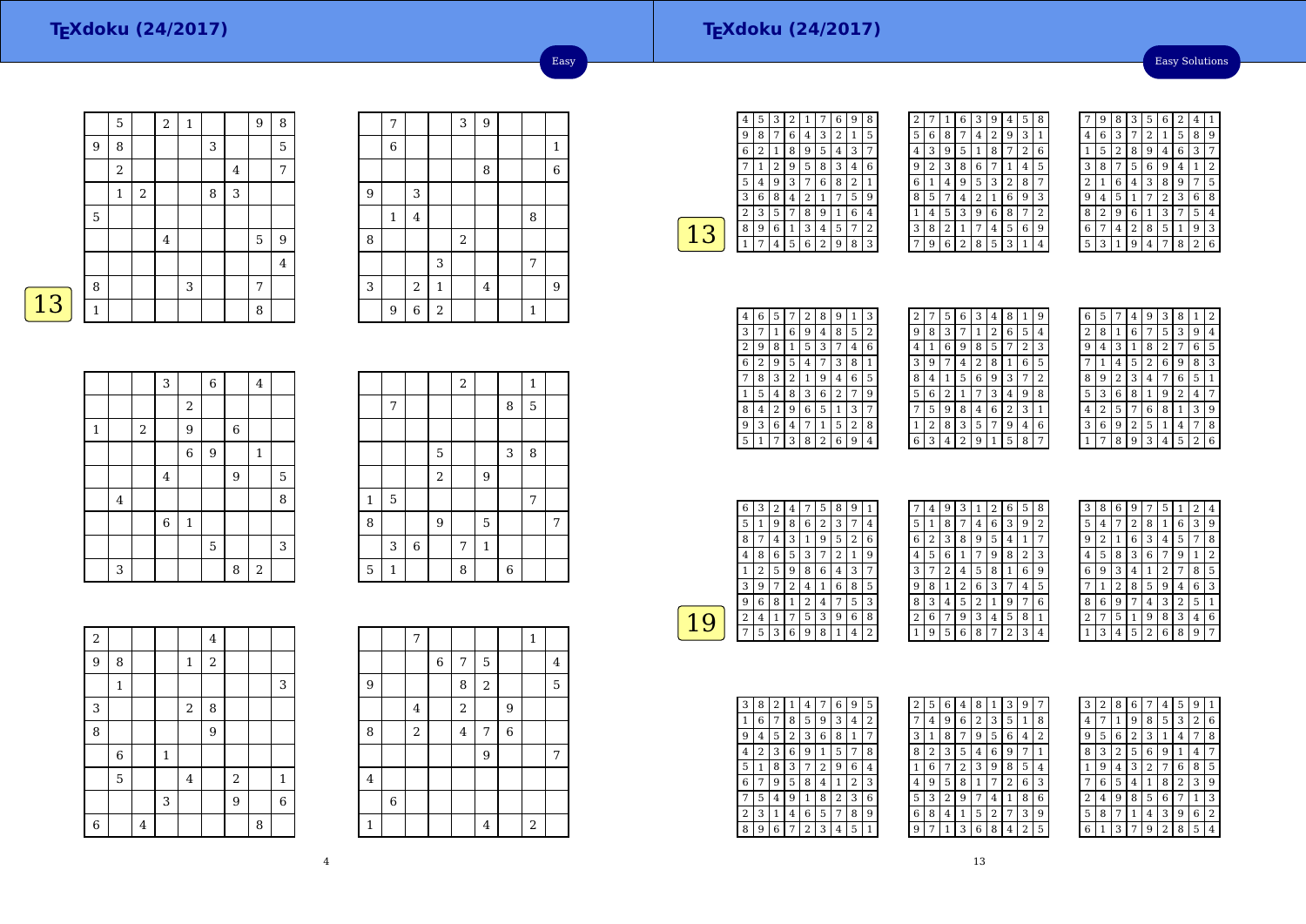# TEXdoku (24/2017)

Easy

## 13

| | | | | | | | | |
|---|---|---|---|---|---|---|---|---|
| | 5 | | 2 | 1 | | | 9 | 8 |
| 9 | 8 | | | | 3 | | | 5 |
| | 2 | | | | | 4 | | 7 |
| | 1 | 2 | | | 8 | 3 | | |
| 5 | | | | | | | | |
| | | | 4 | | | | 5 | 9 |
| | | | | | | | | 4 |
| 8 | | | | 3 | | | 7 | |
| 1 | | | | | | | 8 | |

| | | | | | | | | |
|---|---|---|---|---|---|---|---|---|
| | 7 | | | 3 | 9 | | | |
| | 6 | | | | | | | 1 |
| | | | | | 8 | | | 6 |
| 9 | | 3 | | | | | | |
| | 1 | 4 | | | | | 8 | |
| 8 | | | | 2 | | | | |
| | | | 3 | | | | 7 | |
| 3 | | 2 | 1 | | 4 | | | 9 |
| | 9 | 6 | 2 | | | | 1 | |

| | | | | | | | | |
|---|---|---|---|---|---|---|---|---|
| | | | 3 | | 6 | | 4 | |
| | | | | 2 | | | | |
| 1 | | 2 | | 9 | | 6 | | |
| | | | | 6 | 9 | | 1 | |
| | | | 4 | | | 9 | | 5 |
| | 4 | | | | | | | 8 |
| | | | 6 | 1 | | | | |
| | | | | | 5 | | | 3 |
| | 3 | | | | | 8 | 2 | |

| | | | | | | | | |
|---|---|---|---|---|---|---|---|---|
| | | | | 2 | | | 1 | |
| | 7 | | | | | 8 | 5 | |
| | | | | | | | | |
| | | | 5 | | | 3 | 8 | |
| | | | 2 | | 9 | | | |
| 1 | 5 | | | | | | 7 | |
| 8 | | | 9 | | 5 | | | 7 |
| | 3 | 6 | | 7 | 1 | | | |
| 5 | 1 | | | 8 | | 6 | | |

| | | | | | | | | |
|---|---|---|---|---|---|---|---|---|
| 2 | | | | | 4 | | | |
| 9 | 8 | | | 1 | 2 | | | |
| | 1 | | | | | | | 3 |
| 3 | | | | 2 | 8 | | | |
| 8 | | | | | 9 | | | |
| | 6 | | 1 | | | | | |
| | 5 | | | 4 | | 2 | | 1 |
| | | | 3 | | | 9 | | 6 |
| 6 | | 4 | | | | | 8 | |

| | | | | | | | | |
|---|---|---|---|---|---|---|---|---|
| | | 7 | | | | | 1 | |
| | | | 6 | 7 | 5 | | | 4 |
| 9 | | | | 8 | 2 | | | 5 |
| | | 4 | | 2 | | 9 | | |
| 8 | | 2 | | 4 | 7 | 6 | | |
| | | | | | 9 | | | 7 |
| 4 | | | | | | | | |
| | 6 | | | | | | | |
| 1 | | | | | 4 | | 2 | |

# TEXdoku (24/2017)

Easy Solutions

## 13

| | | | | | | | | |
|---|---|---|---|---|---|---|---|---|
| 4 | 5 | 3 | 2 | 1 | 7 | 6 | 9 | 8 |
| 9 | 8 | 7 | 6 | 4 | 3 | 2 | 1 | 5 |
| 6 | 2 | 1 | 8 | 9 | 5 | 4 | 3 | 7 |
| 7 | 1 | 2 | 9 | 5 | 8 | 3 | 4 | 6 |
| 5 | 4 | 9 | 3 | 7 | 6 | 8 | 2 | 1 |
| 3 | 6 | 8 | 4 | 2 | 1 | 7 | 5 | 9 |
| 2 | 3 | 5 | 7 | 8 | 9 | 1 | 6 | 4 |
| 8 | 9 | 6 | 1 | 3 | 4 | 5 | 7 | 2 |
| 1 | 7 | 4 | 5 | 6 | 2 | 9 | 8 | 3 |

| | | | | | | | | |
|---|---|---|---|---|---|---|---|---|
| 2 | 7 | 1 | 6 | 3 | 9 | 4 | 5 | 8 |
| 5 | 6 | 8 | 7 | 4 | 2 | 9 | 3 | 1 |
| 4 | 3 | 9 | 5 | 1 | 8 | 7 | 2 | 6 |
| 9 | 2 | 3 | 8 | 6 | 7 | 1 | 4 | 5 |
| 6 | 1 | 4 | 9 | 5 | 3 | 2 | 8 | 7 |
| 8 | 5 | 7 | 4 | 2 | 1 | 6 | 9 | 3 |
| 1 | 4 | 5 | 3 | 9 | 6 | 8 | 7 | 2 |
| 3 | 8 | 2 | 1 | 7 | 4 | 5 | 6 | 9 |
| 7 | 9 | 6 | 2 | 8 | 5 | 3 | 1 | 4 |

| | | | | | | | | |
|---|---|---|---|---|---|---|---|---|
| 7 | 9 | 8 | 3 | 5 | 6 | 2 | 4 | 1 |
| 4 | 6 | 3 | 7 | 2 | 1 | 5 | 8 | 9 |
| 1 | 5 | 2 | 8 | 9 | 4 | 6 | 3 | 7 |
| 3 | 8 | 7 | 5 | 6 | 9 | 4 | 1 | 2 |
| 2 | 1 | 6 | 4 | 3 | 8 | 9 | 7 | 5 |
| 9 | 4 | 5 | 1 | 7 | 2 | 3 | 6 | 8 |
| 8 | 2 | 9 | 6 | 1 | 3 | 7 | 5 | 4 |
| 6 | 7 | 4 | 2 | 8 | 5 | 1 | 9 | 3 |
| 5 | 3 | 1 | 9 | 4 | 7 | 8 | 2 | 6 |

| | | | | | | | | |
|---|---|---|---|---|---|---|---|---|
| 4 | 6 | 5 | 7 | 2 | 8 | 9 | 1 | 3 |
| 3 | 7 | 1 | 6 | 9 | 4 | 8 | 5 | 2 |
| 2 | 9 | 8 | 1 | 5 | 3 | 7 | 4 | 6 |
| 6 | 2 | 9 | 5 | 4 | 7 | 3 | 8 | 1 |
| 7 | 8 | 3 | 2 | 1 | 9 | 4 | 6 | 5 |
| 1 | 5 | 4 | 8 | 3 | 6 | 2 | 7 | 9 |
| 8 | 4 | 2 | 9 | 6 | 5 | 1 | 3 | 7 |
| 9 | 3 | 6 | 4 | 7 | 1 | 5 | 2 | 8 |
| 5 | 1 | 7 | 3 | 8 | 2 | 6 | 9 | 4 |

| | | | | | | | | |
|---|---|---|---|---|---|---|---|---|
| 2 | 7 | 5 | 6 | 3 | 4 | 8 | 1 | 9 |
| 9 | 8 | 3 | 7 | 1 | 2 | 6 | 5 | 4 |
| 4 | 1 | 6 | 9 | 8 | 5 | 7 | 2 | 3 |
| 3 | 9 | 7 | 4 | 2 | 8 | 1 | 6 | 5 |
| 8 | 4 | 1 | 5 | 6 | 9 | 3 | 7 | 2 |
| 5 | 6 | 2 | 1 | 7 | 3 | 4 | 9 | 8 |
| 7 | 5 | 9 | 8 | 4 | 6 | 2 | 3 | 1 |
| 1 | 2 | 8 | 3 | 5 | 7 | 9 | 4 | 6 |
| 6 | 3 | 4 | 2 | 9 | 1 | 5 | 8 | 7 |

| | | | | | | | | |
|---|---|---|---|---|---|---|---|---|
| 6 | 5 | 7 | 4 | 9 | 3 | 8 | 1 | 2 |
| 2 | 8 | 1 | 6 | 7 | 5 | 3 | 9 | 4 |
| 9 | 4 | 3 | 1 | 8 | 2 | 7 | 6 | 5 |
| 7 | 1 | 4 | 5 | 2 | 6 | 9 | 8 | 3 |
| 8 | 9 | 2 | 3 | 4 | 7 | 6 | 5 | 1 |
| 5 | 3 | 6 | 8 | 1 | 9 | 2 | 4 | 7 |
| 4 | 2 | 5 | 7 | 6 | 8 | 1 | 3 | 9 |
| 3 | 6 | 9 | 2 | 5 | 1 | 4 | 7 | 8 |
| 1 | 7 | 8 | 9 | 3 | 4 | 5 | 2 | 6 |

## 19

| | | | | | | | | |
|---|---|---|---|---|---|---|---|---|
| 6 | 3 | 2 | 4 | 7 | 5 | 8 | 9 | 1 |
| 5 | 1 | 9 | 8 | 6 | 2 | 3 | 7 | 4 |
| 8 | 7 | 4 | 3 | 1 | 9 | 5 | 2 | 6 |
| 4 | 8 | 6 | 5 | 3 | 7 | 2 | 1 | 9 |
| 1 | 2 | 5 | 9 | 8 | 6 | 4 | 3 | 7 |
| 3 | 9 | 7 | 2 | 4 | 1 | 6 | 8 | 5 |
| 9 | 6 | 8 | 1 | 2 | 4 | 7 | 5 | 3 |
| 2 | 4 | 1 | 7 | 5 | 3 | 9 | 6 | 8 |
| 7 | 5 | 3 | 6 | 9 | 8 | 1 | 4 | 2 |

| | | | | | | | | |
|---|---|---|---|---|---|---|---|---|
| 7 | 4 | 9 | 3 | 1 | 2 | 6 | 5 | 8 |
| 5 | 1 | 8 | 7 | 4 | 6 | 3 | 9 | 2 |
| 6 | 2 | 3 | 8 | 9 | 5 | 4 | 1 | 7 |
| 4 | 5 | 6 | 1 | 7 | 9 | 8 | 2 | 3 |
| 3 | 7 | 2 | 4 | 5 | 8 | 1 | 6 | 9 |
| 9 | 8 | 1 | 2 | 6 | 3 | 7 | 4 | 5 |
| 8 | 3 | 4 | 5 | 2 | 1 | 9 | 7 | 6 |
| 2 | 6 | 7 | 9 | 3 | 4 | 5 | 8 | 1 |
| 1 | 9 | 5 | 6 | 8 | 7 | 2 | 3 | 4 |

| | | | | | | | | |
|---|---|---|---|---|---|---|---|---|
| 3 | 8 | 6 | 9 | 7 | 5 | 1 | 2 | 4 |
| 5 | 4 | 7 | 2 | 8 | 1 | 6 | 3 | 9 |
| 9 | 2 | 1 | 6 | 3 | 4 | 5 | 7 | 8 |
| 4 | 5 | 8 | 3 | 6 | 7 | 9 | 1 | 2 |
| 6 | 9 | 3 | 4 | 1 | 2 | 7 | 8 | 5 |
| 7 | 1 | 2 | 8 | 5 | 9 | 4 | 6 | 3 |
| 8 | 6 | 9 | 7 | 4 | 3 | 2 | 5 | 1 |
| 2 | 7 | 5 | 1 | 9 | 8 | 3 | 4 | 6 |
| 1 | 3 | 4 | 5 | 2 | 6 | 8 | 9 | 7 |

| | | | | | | | | |
|---|---|---|---|---|---|---|---|---|
| 3 | 8 | 2 | 1 | 4 | 7 | 6 | 9 | 5 |
| 1 | 6 | 7 | 8 | 5 | 9 | 3 | 4 | 2 |
| 9 | 4 | 5 | 2 | 3 | 6 | 8 | 1 | 7 |
| 4 | 2 | 3 | 6 | 9 | 1 | 5 | 7 | 8 |
| 5 | 1 | 8 | 3 | 7 | 2 | 9 | 6 | 4 |
| 6 | 7 | 9 | 5 | 8 | 4 | 1 | 2 | 3 |
| 7 | 5 | 4 | 9 | 1 | 8 | 2 | 3 | 6 |
| 2 | 3 | 1 | 4 | 6 | 5 | 7 | 8 | 9 |
| 8 | 9 | 6 | 7 | 2 | 3 | 4 | 5 | 1 |

| | | | | | | | | |
|---|---|---|---|---|---|---|---|---|
| 2 | 5 | 6 | 4 | 8 | 1 | 3 | 9 | 7 |
| 7 | 4 | 9 | 6 | 2 | 3 | 5 | 1 | 8 |
| 3 | 1 | 8 | 7 | 9 | 5 | 6 | 4 | 2 |
| 8 | 2 | 3 | 5 | 4 | 6 | 9 | 7 | 1 |
| 1 | 6 | 7 | 2 | 3 | 9 | 8 | 5 | 4 |
| 4 | 9 | 5 | 8 | 1 | 7 | 2 | 6 | 3 |
| 5 | 3 | 2 | 9 | 7 | 4 | 1 | 8 | 6 |
| 6 | 8 | 4 | 1 | 5 | 2 | 7 | 3 | 9 |
| 9 | 7 | 1 | 3 | 6 | 8 | 4 | 2 | 5 |

| | | | | | | | | |
|---|---|---|---|---|---|---|---|---|
| 3 | 2 | 8 | 6 | 7 | 4 | 5 | 9 | 1 |
| 4 | 7 | 1 | 9 | 8 | 5 | 3 | 2 | 6 |
| 9 | 5 | 6 | 2 | 3 | 1 | 4 | 7 | 8 |
| 8 | 3 | 2 | 5 | 6 | 9 | 1 | 4 | 7 |
| 1 | 9 | 4 | 3 | 2 | 7 | 6 | 8 | 5 |
| 7 | 6 | 5 | 4 | 1 | 8 | 2 | 3 | 9 |
| 2 | 4 | 9 | 8 | 5 | 6 | 7 | 1 | 3 |
| 5 | 8 | 7 | 1 | 4 | 3 | 9 | 6 | 2 |
| 6 | 1 | 3 | 7 | 9 | 2 | 8 | 5 | 4 |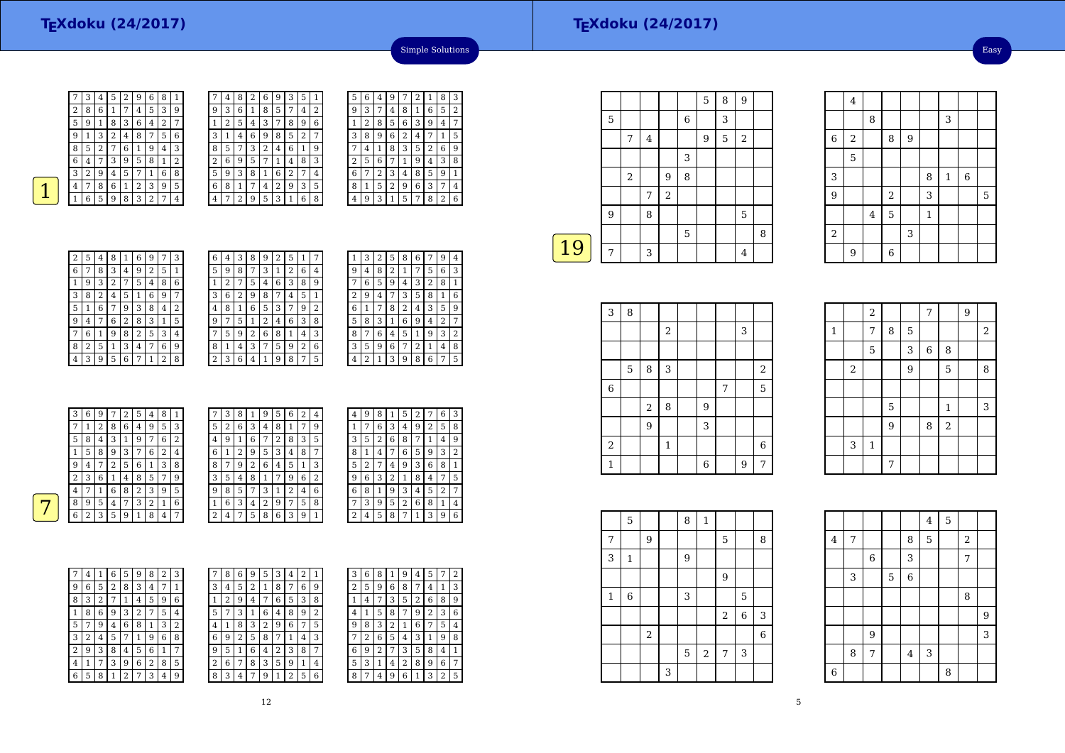# TEXdoku (24/2017)

Simple Solutions

**1**

| 7 | 3 | 4 | 5 | 2 | 9 | 6 | 8 | 1 |
|---|---|---|---|---|---|---|---|---|
| 2 | 8 | 6 | 1 | 7 | 4 | 5 | 3 | 9 |
| 5 | 9 | 1 | 8 | 3 | 6 | 4 | 2 | 7 |
| 9 | 1 | 3 | 2 | 4 | 8 | 7 | 5 | 6 |
| 8 | 5 | 2 | 7 | 6 | 1 | 9 | 4 | 3 |
| 6 | 4 | 7 | 3 | 9 | 5 | 8 | 1 | 2 |
| 3 | 2 | 9 | 4 | 5 | 7 | 1 | 6 | 8 |
| 4 | 7 | 8 | 6 | 1 | 2 | 3 | 9 | 5 |
| 1 | 6 | 5 | 9 | 8 | 3 | 2 | 7 | 4 |

| 7 | 4 | 8 | 2 | 6 | 9 | 3 | 5 | 1 |
|---|---|---|---|---|---|---|---|---|
| 9 | 3 | 6 | 1 | 8 | 5 | 7 | 4 | 2 |
| 1 | 2 | 5 | 4 | 3 | 7 | 8 | 9 | 6 |
| 3 | 1 | 4 | 6 | 9 | 8 | 5 | 2 | 7 |
| 8 | 5 | 7 | 3 | 2 | 4 | 6 | 1 | 9 |
| 2 | 6 | 9 | 5 | 7 | 1 | 4 | 8 | 3 |
| 5 | 9 | 3 | 8 | 1 | 6 | 2 | 7 | 4 |
| 6 | 8 | 1 | 7 | 4 | 2 | 9 | 3 | 5 |
| 4 | 7 | 2 | 9 | 5 | 3 | 1 | 6 | 8 |

| 5 | 6 | 4 | 9 | 7 | 2 | 1 | 8 | 3 |
|---|---|---|---|---|---|---|---|---|
| 9 | 3 | 7 | 4 | 8 | 1 | 6 | 5 | 2 |
| 1 | 2 | 8 | 5 | 6 | 3 | 9 | 4 | 7 |
| 3 | 8 | 9 | 6 | 2 | 4 | 7 | 1 | 5 |
| 7 | 4 | 1 | 8 | 3 | 5 | 2 | 6 | 9 |
| 2 | 5 | 6 | 7 | 1 | 9 | 4 | 3 | 8 |
| 6 | 7 | 2 | 3 | 4 | 8 | 5 | 9 | 1 |
| 8 | 1 | 5 | 2 | 9 | 6 | 3 | 7 | 4 |
| 4 | 9 | 3 | 1 | 5 | 7 | 8 | 2 | 6 |

| 2 | 5 | 4 | 8 | 1 | 6 | 9 | 7 | 3 |
|---|---|---|---|---|---|---|---|---|
| 6 | 7 | 8 | 3 | 4 | 9 | 2 | 5 | 1 |
| 1 | 9 | 3 | 2 | 7 | 5 | 4 | 8 | 6 |
| 3 | 8 | 2 | 4 | 5 | 1 | 6 | 9 | 7 |
| 5 | 1 | 6 | 7 | 9 | 3 | 8 | 4 | 2 |
| 9 | 4 | 7 | 6 | 2 | 8 | 3 | 1 | 5 |
| 7 | 6 | 1 | 9 | 8 | 2 | 5 | 3 | 4 |
| 8 | 2 | 5 | 1 | 3 | 4 | 7 | 6 | 9 |
| 4 | 3 | 9 | 5 | 6 | 7 | 1 | 2 | 8 |

| 6 | 4 | 3 | 8 | 9 | 2 | 5 | 1 | 7 |
|---|---|---|---|---|---|---|---|---|
| 5 | 9 | 8 | 7 | 3 | 1 | 2 | 6 | 4 |
| 1 | 2 | 7 | 5 | 4 | 6 | 3 | 8 | 9 |
| 3 | 6 | 2 | 9 | 8 | 7 | 4 | 5 | 1 |
| 4 | 8 | 1 | 6 | 5 | 3 | 7 | 9 | 2 |
| 9 | 7 | 5 | 1 | 2 | 4 | 6 | 3 | 8 |
| 7 | 5 | 9 | 2 | 6 | 8 | 1 | 4 | 3 |
| 8 | 1 | 4 | 3 | 7 | 5 | 9 | 2 | 6 |
| 2 | 3 | 6 | 4 | 1 | 9 | 8 | 7 | 5 |

| 1 | 3 | 2 | 5 | 8 | 6 | 7 | 9 | 4 |
|---|---|---|---|---|---|---|---|---|
| 9 | 4 | 8 | 2 | 1 | 7 | 5 | 6 | 3 |
| 7 | 6 | 5 | 9 | 4 | 3 | 2 | 8 | 1 |
| 2 | 9 | 4 | 7 | 3 | 5 | 8 | 1 | 6 |
| 6 | 1 | 7 | 8 | 2 | 4 | 3 | 5 | 9 |
| 5 | 8 | 3 | 1 | 6 | 9 | 4 | 2 | 7 |
| 8 | 7 | 6 | 4 | 5 | 1 | 9 | 3 | 2 |
| 3 | 5 | 9 | 6 | 7 | 2 | 1 | 4 | 8 |
| 4 | 2 | 1 | 3 | 9 | 8 | 6 | 7 | 5 |

**7**

| 3 | 6 | 9 | 7 | 2 | 5 | 4 | 8 | 1 |
|---|---|---|---|---|---|---|---|---|
| 7 | 1 | 2 | 8 | 6 | 4 | 9 | 5 | 3 |
| 5 | 8 | 4 | 3 | 1 | 9 | 7 | 6 | 2 |
| 1 | 5 | 8 | 9 | 3 | 7 | 6 | 2 | 4 |
| 9 | 4 | 7 | 2 | 5 | 6 | 1 | 3 | 8 |
| 2 | 3 | 6 | 1 | 4 | 8 | 5 | 7 | 9 |
| 4 | 7 | 1 | 6 | 8 | 2 | 3 | 9 | 5 |
| 8 | 9 | 5 | 4 | 7 | 3 | 2 | 1 | 6 |
| 6 | 2 | 3 | 5 | 9 | 1 | 8 | 4 | 7 |

| 7 | 3 | 8 | 1 | 9 | 5 | 6 | 2 | 4 |
|---|---|---|---|---|---|---|---|---|
| 5 | 2 | 6 | 3 | 4 | 8 | 1 | 7 | 9 |
| 4 | 9 | 1 | 6 | 7 | 2 | 8 | 3 | 5 |
| 6 | 1 | 2 | 9 | 5 | 3 | 4 | 8 | 7 |
| 8 | 7 | 9 | 2 | 6 | 4 | 5 | 1 | 3 |
| 3 | 5 | 4 | 8 | 1 | 7 | 9 | 6 | 2 |
| 9 | 8 | 5 | 7 | 3 | 1 | 2 | 4 | 6 |
| 1 | 6 | 3 | 4 | 2 | 9 | 7 | 5 | 8 |
| 2 | 4 | 7 | 5 | 8 | 6 | 3 | 9 | 1 |

| 4 | 9 | 8 | 1 | 5 | 2 | 7 | 6 | 3 |
|---|---|---|---|---|---|---|---|---|
| 1 | 7 | 6 | 3 | 4 | 9 | 2 | 5 | 8 |
| 3 | 5 | 2 | 6 | 8 | 7 | 1 | 4 | 9 |
| 8 | 1 | 4 | 7 | 6 | 5 | 9 | 3 | 2 |
| 5 | 2 | 7 | 4 | 9 | 3 | 6 | 8 | 1 |
| 9 | 6 | 3 | 2 | 1 | 8 | 4 | 7 | 5 |
| 6 | 8 | 1 | 9 | 3 | 4 | 5 | 2 | 7 |
| 7 | 3 | 9 | 5 | 2 | 6 | 8 | 1 | 4 |
| 2 | 4 | 5 | 8 | 7 | 1 | 3 | 9 | 6 |

| 7 | 4 | 1 | 6 | 5 | 9 | 8 | 2 | 3 |
|---|---|---|---|---|---|---|---|---|
| 9 | 6 | 5 | 2 | 8 | 3 | 4 | 7 | 1 |
| 8 | 3 | 2 | 7 | 1 | 4 | 5 | 9 | 6 |
| 1 | 8 | 6 | 9 | 3 | 2 | 7 | 5 | 4 |
| 5 | 7 | 9 | 4 | 6 | 8 | 1 | 3 | 2 |
| 3 | 2 | 4 | 5 | 7 | 1 | 9 | 6 | 8 |
| 2 | 9 | 3 | 8 | 4 | 5 | 6 | 1 | 7 |
| 4 | 1 | 7 | 3 | 9 | 6 | 2 | 8 | 5 |
| 6 | 5 | 8 | 1 | 2 | 7 | 3 | 4 | 9 |

| 7 | 8 | 6 | 9 | 5 | 3 | 4 | 2 | 1 |
|---|---|---|---|---|---|---|---|---|
| 3 | 4 | 5 | 2 | 1 | 8 | 7 | 6 | 9 |
| 1 | 2 | 9 | 4 | 7 | 6 | 5 | 3 | 8 |
| 5 | 7 | 3 | 1 | 6 | 4 | 8 | 9 | 2 |
| 4 | 1 | 8 | 3 | 2 | 9 | 6 | 7 | 5 |
| 6 | 9 | 2 | 5 | 8 | 7 | 1 | 4 | 3 |
| 9 | 5 | 1 | 6 | 4 | 2 | 3 | 8 | 7 |
| 2 | 6 | 7 | 8 | 3 | 5 | 9 | 1 | 4 |
| 8 | 3 | 4 | 7 | 9 | 1 | 2 | 5 | 6 |

| 3 | 6 | 8 | 1 | 9 | 4 | 5 | 7 | 2 |
|---|---|---|---|---|---|---|---|---|
| 2 | 5 | 9 | 6 | 8 | 7 | 4 | 1 | 3 |
| 1 | 4 | 7 | 3 | 5 | 2 | 6 | 8 | 9 |
| 4 | 1 | 5 | 8 | 7 | 9 | 2 | 3 | 6 |
| 9 | 8 | 3 | 2 | 1 | 6 | 7 | 5 | 4 |
| 7 | 2 | 6 | 5 | 4 | 3 | 1 | 9 | 8 |
| 6 | 9 | 2 | 7 | 3 | 5 | 8 | 4 | 1 |
| 5 | 3 | 1 | 4 | 2 | 8 | 9 | 6 | 7 |
| 8 | 7 | 4 | 9 | 6 | 1 | 3 | 2 | 5 |

# TEXdoku (24/2017)

Easy

**19**

|   |   |   |   |   | 5 | 8 | 9 |   |
|---|---|---|---|---|---|---|---|---|
| 5 |   |   |   | 6 |   | 3 |   |   |
|   | 7 | 4 |   |   | 9 | 5 | 2 |   |
|   |   |   |   | 3 |   |   |   |   |
|   | 2 |   | 9 | 8 |   |   |   |   |
|   |   | 7 | 2 |   |   |   |   |   |
| 9 |   | 8 |   |   |   |   | 5 |   |
|   |   |   |   | 5 |   |   |   | 8 |
| 7 |   | 3 |   |   |   |   | 4 |   |

|   | 4 |   |   |   |   |   |   |   |
|---|---|---|---|---|---|---|---|---|
|   |   | 8 |   |   |   | 3 |   |   |
| 6 | 2 |   | 8 | 9 |   |   |   |   |
|   | 5 |   |   |   |   |   |   |   |
| 3 |   |   |   |   | 8 | 1 | 6 |   |
| 9 |   |   | 2 |   | 3 |   |   | 5 |
|   |   | 4 | 5 |   | 1 |   |   |   |
| 2 |   |   |   | 3 |   |   |   |   |
|   | 9 |   | 6 |   |   |   |   |   |

| 3 | 8 |   |   |   |   |   |   |   |
|---|---|---|---|---|---|---|---|---|
|   |   |   | 2 |   |   |   | 3 |   |
|   |   |   |   |   |   |   |   |   |
|   | 5 | 8 | 3 |   |   |   |   | 2 |
| 6 |   |   |   |   |   | 7 |   | 5 |
|   |   | 2 | 8 |   | 9 |   |   |   |
|   |   | 9 |   |   | 3 |   |   |   |
| 2 |   |   | 1 |   |   |   |   | 6 |
| 1 |   |   |   |   | 6 |   | 9 | 7 |

|   |   | 2 |   |   | 7 |   | 9 |   |
|---|---|---|---|---|---|---|---|---|
| 1 |   | 7 | 8 | 5 |   |   |   | 2 |
|   |   | 5 |   | 3 | 6 | 8 |   |   |
|   | 2 |   |   | 9 |   | 5 |   | 8 |
|   |   |   |   |   |   |   |   |   |
|   |   |   | 5 |   |   | 1 |   | 3 |
|   |   |   | 9 |   | 8 | 2 |   |   |
|   | 3 | 1 |   |   |   |   |   |   |
|   |   |   | 7 |   |   |   |   |   |

|   | 5 |   |   | 8 | 1 |   |   |   |
|---|---|---|---|---|---|---|---|---|
| 7 |   | 9 |   |   |   | 5 |   | 8 |
| 3 | 1 |   |   | 9 |   |   |   |   |
|   |   |   |   |   |   | 9 |   |   |
| 1 | 6 |   |   | 3 |   |   | 5 |   |
|   |   |   |   |   |   | 2 | 6 | 3 |
|   |   | 2 |   |   |   |   |   | 6 |
|   |   |   |   | 5 | 2 | 7 | 3 |   |
|   |   |   | 3 |   |   |   |   |   |

|   |   |   |   |   | 4 | 5 |   |   |
|---|---|---|---|---|---|---|---|---|
| 4 | 7 |   |   |   | 8 | 5 | 2 |   |
|   |   | 6 |   |   | 3 |   | 7 |   |
|   | 3 |   | 5 | 6 |   |   |   |   |
|   |   |   |   |   |   |   | 8 |   |
|   |   |   |   |   |   |   |   | 9 |
|   |   | 9 |   |   |   |   |   | 3 |
|   | 8 | 7 |   | 4 | 3 |   |   |   |
| 6 |   |   |   |   |   | 8 |   |   |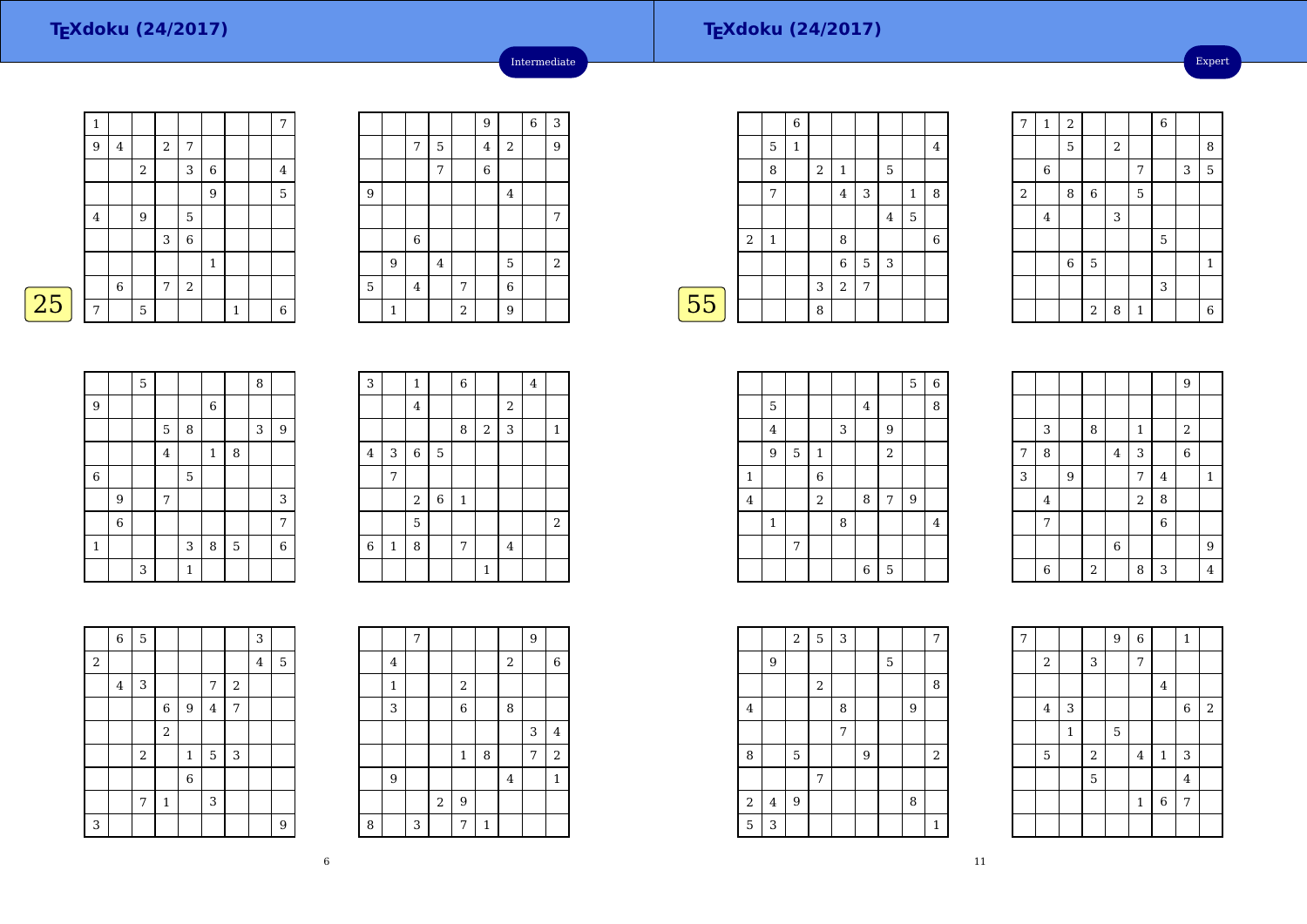# TEXdoku (24/2017)

Intermediate

25

| | | | | | | | | |
|---|---|---|---|---|---|---|---|---|
| 1 | | | | | | | | 7 |
| 9 | 4 | | 2 | 7 | | | | |
| | | 2 | | 3 | 6 | | | 4 |
| | | | | | 9 | | | 5 |
| 4 | | 9 | | 5 | | | | |
| | | | 3 | 6 | | | | |
| | | | | | 1 | | | |
| | 6 | | 7 | 2 | | | | |
| 7 | | 5 | | | | 1 | | 6 |

| | | | | | | | | |
|---|---|---|---|---|---|---|---|---|
| | | | | | 9 | | 6 | 3 |
| | | 7 | 5 | | 4 | 2 | | 9 |
| | | | 7 | | 6 | | | |
| 9 | | | | | | 4 | | |
| | | | | | | | | 7 |
| | | 6 | | | | | | |
| | 9 | | 4 | | | 5 | | 2 |
| 5 | | 4 | | 7 | | 6 | | |
| | 1 | | | 2 | | 9 | | |

| | | | | | | | | |
|---|---|---|---|---|---|---|---|---|
| | | 5 | | | | | 8 | |
| 9 | | | | | 6 | | | |
| | | | 5 | 8 | | | 3 | 9 |
| | | | 4 | | 1 | 8 | | |
| 6 | | | | 5 | | | | |
| | 9 | | 7 | | | | | 3 |
| | 6 | | | | | | | 7 |
| 1 | | | | 3 | 8 | 5 | | 6 |
| | | 3 | | 1 | | | | |

| | | | | | | | | |
|---|---|---|---|---|---|---|---|---|
| 3 | | 1 | | 6 | | | 4 | |
| | | 4 | | | | 2 | | |
| | | | | 8 | 2 | 3 | | 1 |
| 4 | 3 | 6 | 5 | | | | | |
| | 7 | | | | | | | |
| | | 2 | 6 | 1 | | | | |
| | | 5 | | | | | | 2 |
| 6 | 1 | 8 | | 7 | | 4 | | |
| | | | | | 1 | | | |

| | | | | | | | | |
|---|---|---|---|---|---|---|---|---|
| | 6 | 5 | | | | | 3 | |
| 2 | | | | | | | 4 | 5 |
| | 4 | 3 | | | 7 | 2 | | |
| | | | 6 | 9 | 4 | 7 | | |
| | | | 2 | | | | | |
| | | 2 | | 1 | 5 | 3 | | |
| | | | | 6 | | | | |
| | | 7 | 1 | | 3 | | | |
| 3 | | | | | | | | 9 |

| | | | | | | | | |
|---|---|---|---|---|---|---|---|---|
| | | 7 | | | | | 9 | |
| | 4 | | | | | 2 | | 6 |
| | 1 | | | 2 | | | | |
| | 3 | | | 6 | | 8 | | |
| | | | | | | | 3 | 4 |
| | | | | 1 | 8 | | 7 | 2 |
| | 9 | | | | | 4 | | 1 |
| | | | 2 | 9 | | | | |
| 8 | | 3 | | 7 | 1 | | | |

# TEXdoku (24/2017)

Expert

55

| | | | | | | | | |
|---|---|---|---|---|---|---|---|---|
| | | 6 | | | | | | |
| | 5 | 1 | | | | | | 4 |
| | 8 | | 2 | 1 | | 5 | | |
| | 7 | | | 4 | 3 | | 1 | 8 |
| | | | | | | 4 | 5 | |
| 2 | 1 | | | 8 | | | | 6 |
| | | | | 6 | 5 | 3 | | |
| | | | 3 | 2 | 7 | | | |
| | | | 8 | | | | | |

| | | | | | | | | |
|---|---|---|---|---|---|---|---|---|
| 7 | 1 | 2 | | | | 6 | | |
| | | 5 | | 2 | | | | 8 |
| | 6 | | | | 7 | | 3 | 5 |
| 2 | | 8 | 6 | | 5 | | | |
| | 4 | | | 3 | | | | |
| | | | | | | 5 | | |
| | | 6 | 5 | | | | | 1 |
| | | | | | | 3 | | |
| | | | 2 | 8 | 1 | | | 6 |

| | | | | | | | | |
|---|---|---|---|---|---|---|---|---|
| | | | | | | | 5 | 6 |
| | 5 | | | | 4 | | | 8 |
| | 4 | | | 3 | | 9 | | |
| | 9 | 5 | 1 | | | 2 | | |
| 1 | | | 6 | | | | | |
| 4 | | | 2 | | 8 | 7 | 9 | |
| | 1 | | | 8 | | | | 4 |
| | | 7 | | | | | | |
| | | | | | 6 | 5 | | |

| | | | | | | | | |
|---|---|---|---|---|---|---|---|---|
| | | | | | | | 9 | |
| | | | | | | | | |
| | 3 | | 8 | | 1 | | 2 | |
| 7 | 8 | | | 4 | 3 | | 6 | |
| 3 | | 9 | | | 7 | 4 | | 1 |
| | 4 | | | | 2 | 8 | | |
| | 7 | | | | | 6 | | |
| | | | | 6 | | | | 9 |
| | 6 | | 2 | | 8 | 3 | | 4 |

| | | | | | | | | |
|---|---|---|---|---|---|---|---|---|
| | | 2 | 5 | 3 | | | | 7 |
| | 9 | | | | | 5 | | |
| | | | 2 | | | | | 8 |
| 4 | | | | 8 | | | 9 | |
| | | | | 7 | | | | |
| 8 | | 5 | | | 9 | | | 2 |
| | | | 7 | | | | | |
| 2 | 4 | 9 | | | | | 8 | |
| 5 | 3 | | | | | | | 1 |

| | | | | | | | | |
|---|---|---|---|---|---|---|---|---|
| 7 | | | | 9 | 6 | | 1 | |
| | 2 | | 3 | | 7 | | | |
| | | | | | | 4 | | |
| | 4 | 3 | | | | | 6 | 2 |
| | | 1 | | 5 | | | | |
| | 5 | | 2 | | 4 | 1 | 3 | |
| | | | 5 | | | | 4 | |
| | | | | | 1 | 6 | 7 | |
| | | | | | | | | |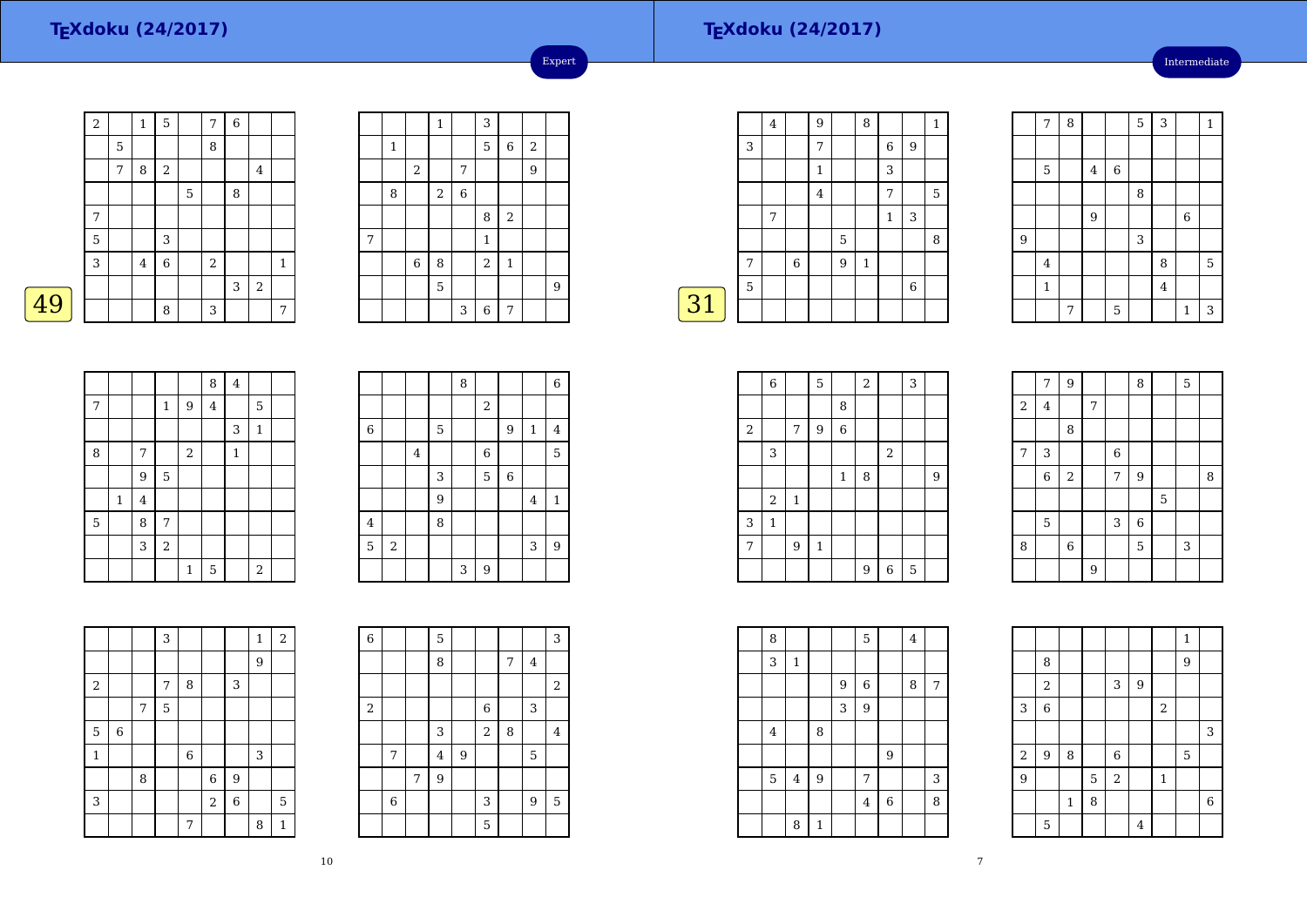# TEXdoku (24/2017)

Expert

49

| | | | | | | | | |
|---|---|---|---|---|---|---|---|---|
| 2 | | 1 | 5 | | 7 | 6 | | |
| | 5 | | | | 8 | | | |
| | 7 | 8 | 2 | | | | 4 | |
| | | | | 5 | | 8 | | |
| 7 | | | | | | | | |
| 5 | | | 3 | | | | | |
| 3 | | 4 | 6 | | 2 | | | 1 |
| | | | | | | 3 | 2 | |
| | | | 8 | | 3 | | | 7 |

| | | | | | | | | |
|---|---|---|---|---|---|---|---|---|
| | | | 1 | | 3 | | | |
| | 1 | | | | 5 | 6 | 2 | |
| | | 2 | | 7 | | | 9 | |
| | 8 | | 2 | 6 | | | | |
| | | | | | 8 | 2 | | |
| 7 | | | | | 1 | | | |
| | | 6 | 8 | | 2 | 1 | | |
| | | | 5 | | | | | 9 |
| | | | | 3 | 6 | 7 | | |

| | | | | | | | | |
|---|---|---|---|---|---|---|---|---|
| | | | | | 8 | 4 | | |
| 7 | | | 1 | 9 | 4 | | 5 | |
| | | | | | | 3 | 1 | |
| 8 | | 7 | | 2 | | 1 | | |
| | | 9 | 5 | | | | | |
| | 1 | 4 | | | | | | |
| 5 | | 8 | 7 | | | | | |
| | | 3 | 2 | | | | | |
| | | | | 1 | 5 | | 2 | |

| | | | | | | | | |
|---|---|---|---|---|---|---|---|---|
| | | | | 8 | | | | 6 |
| | | | | | 2 | | | |
| 6 | | | 5 | | | 9 | 1 | 4 |
| | | 4 | | | 6 | | | 5 |
| | | | 3 | | 5 | 6 | | |
| | | | 9 | | | | 4 | 1 |
| 4 | | | 8 | | | | | |
| 5 | 2 | | | | | | 3 | 9 |
| | | | | 3 | 9 | | | |

| | | | | | | | | |
|---|---|---|---|---|---|---|---|---|
| | | | 3 | | | | 1 | 2 |
| | | | | | | | 9 | |
| 2 | | | 7 | 8 | | 3 | | |
| | | 7 | 5 | | | | | |
| 5 | 6 | | | | | | | |
| 1 | | | | 6 | | | 3 | |
| | | 8 | | | 6 | 9 | | |
| 3 | | | | | 2 | 6 | | 5 |
| | | | | 7 | | | 8 | 1 |

| | | | | | | | | |
|---|---|---|---|---|---|---|---|---|
| 6 | | | 5 | | | | | 3 |
| | | | 8 | | | 7 | 4 | |
| | | | | | | | | 2 |
| 2 | | | | | 6 | | 3 | |
| | | | 3 | | 2 | 8 | | 4 |
| | 7 | | 4 | 9 | | | 5 | |
| | | 7 | 9 | | | | | |
| | 6 | | | | 3 | | 9 | 5 |
| | | | | | 5 | | | |

# TEXdoku (24/2017)

Intermediate

31

| | | | | | | | | |
|---|---|---|---|---|---|---|---|---|
| | 4 | | 9 | | 8 | | | 1 |
| 3 | | | 7 | | | 6 | 9 | |
| | | | 1 | | | 3 | | |
| | | | 4 | | | 7 | | 5 |
| | 7 | | | | | 1 | 3 | |
| | | | | 5 | | | | 8 |
| 7 | | 6 | | 9 | 1 | | | |
| 5 | | | | | | | 6 | |
| | | | | | | | | |

| | | | | | | | | |
|---|---|---|---|---|---|---|---|---|
| | 7 | 8 | | | 5 | 3 | | 1 |
| | | | | | | | | |
| | 5 | | 4 | 6 | | | | |
| | | | | | 8 | | | |
| | | | 9 | | | | 6 | |
| 9 | | | | | 3 | | | |
| | 4 | | | | | 8 | | 5 |
| | 1 | | | | | 4 | | |
| | | 7 | | 5 | | | 1 | 3 |

| | | | | | | | | |
|---|---|---|---|---|---|---|---|---|
| | 6 | | 5 | | 2 | | 3 | |
| | | | | 8 | | | | |
| 2 | | 7 | 9 | 6 | | | | |
| | 3 | | | | | 2 | | |
| | | | | 1 | 8 | | | 9 |
| | 2 | 1 | | | | | | |
| 3 | 1 | | | | | | | |
| 7 | | 9 | 1 | | | | | |
| | | | | | 9 | 6 | 5 | |

| | | | | | | | | |
|---|---|---|---|---|---|---|---|---|
| | 7 | 9 | | | 8 | | 5 | |
| 2 | 4 | | 7 | | | | | |
| | | 8 | | | | | | |
| 7 | 3 | | | 6 | | | | |
| | 6 | 2 | | 7 | 9 | | | 8 |
| | | | | | | 5 | | |
| | 5 | | | 3 | 6 | | | |
| 8 | | 6 | | | 5 | | 3 | |
| | | | 9 | | | | | |

| | | | | | | | | |
|---|---|---|---|---|---|---|---|---|
| | 8 | | | | 5 | | 4 | |
| | 3 | 1 | | | | | | |
| | | | | 9 | 6 | | 8 | 7 |
| | | | | 3 | 9 | | | |
| | 4 | | 8 | | | | | |
| | | | | | | 9 | | |
| | 5 | 4 | 9 | | 7 | | | 3 |
| | | | | | 4 | 6 | | 8 |
| | | 8 | 1 | | | | | |

| | | | | | | | | |
|---|---|---|---|---|---|---|---|---|
| | | | | | | | 1 | |
| | 8 | | | | | | 9 | |
| | 2 | | | 3 | 9 | | | |
| 3 | 6 | | | | | 2 | | |
| | | | | | | | | 3 |
| 2 | 9 | 8 | | 6 | | | 5 | |
| 9 | | | 5 | 2 | | 1 | | |
| | | 1 | 8 | | | | | 6 |
| | 5 | | | | 4 | | | |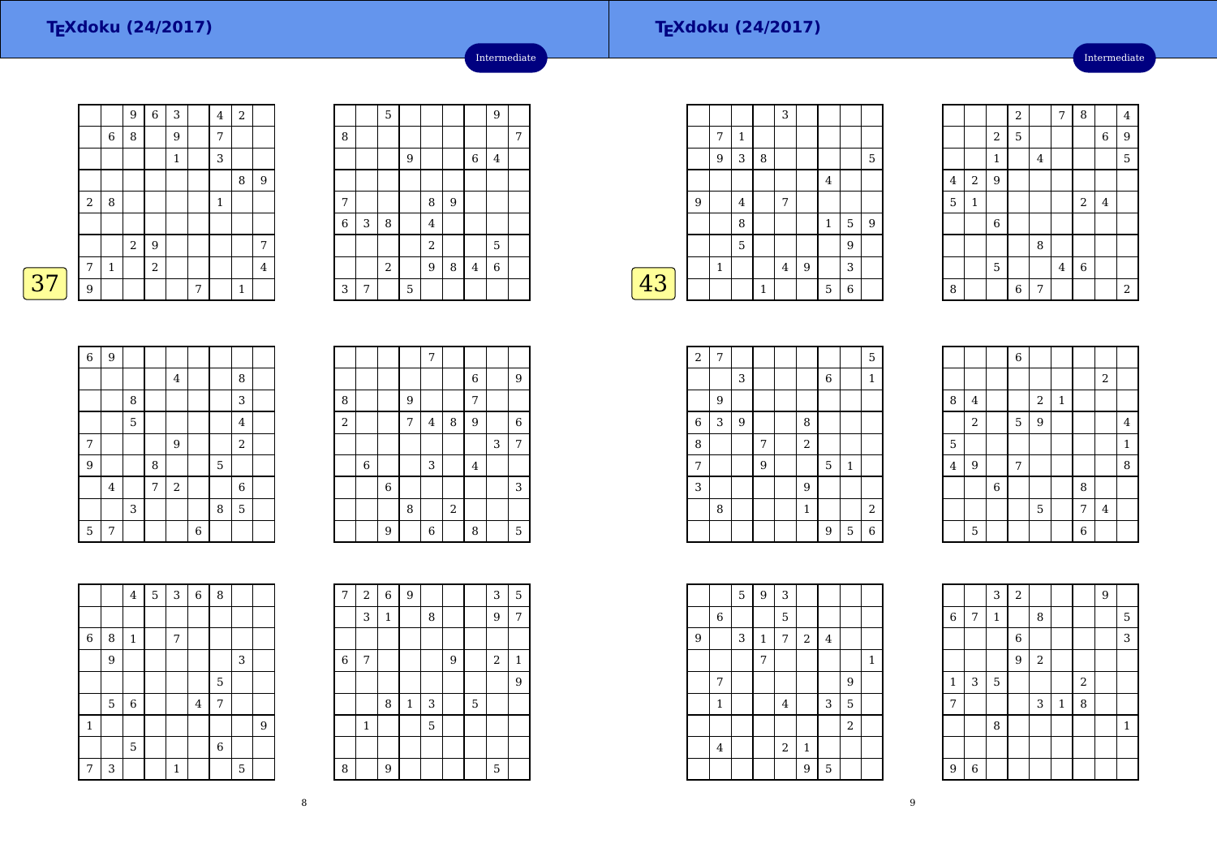## TEXdoku (24/2017)

Intermediate

37

| | | | | | | | | |
|---|---|---|---|---|---|---|---|---|
| | | 9 | 6 | 3 | | 4 | 2 | |
| | 6 | 8 | | 9 | | 7 | | |
| | | | | 1 | | 3 | | |
| | | | | | | | 8 | 9 |
| 2 | 8 | | | | | 1 | | |
| | | | | | | | | |
| | | 2 | 9 | | | | | 7 |
| 7 | 1 | | 2 | | | | | 4 |
| 9 | | | | | 7 | | 1 | |

| | | | | | | | | |
|---|---|---|---|---|---|---|---|---|
| | | 5 | | | | | 9 | |
| 8 | | | | | | | | 7 |
| | | | 9 | | | 6 | 4 | |
| | | | | | | | | |
| 7 | | | | 8 | 9 | | | |
| 6 | 3 | 8 | | 4 | | | | |
| | | | | 2 | | | 5 | |
| | | 2 | | 9 | 8 | 4 | 6 | |
| 3 | 7 | | 5 | | | | | |

| | | | | | | | | |
|---|---|---|---|---|---|---|---|---|
| 6 | 9 | | | | | | | |
| | | | | 4 | | | 8 | |
| | | 8 | | | | | 3 | |
| | | 5 | | | | | 4 | |
| 7 | | | | 9 | | | 2 | |
| 9 | | | 8 | | | 5 | | |
| | 4 | | 7 | 2 | | | 6 | |
| | | 3 | | | | 8 | 5 | |
| 5 | 7 | | | | 6 | | | |

| | | | | | | | | |
|---|---|---|---|---|---|---|---|---|
| | | | | 7 | | | | |
| | | | | | | 6 | | 9 |
| 8 | | | 9 | | | 7 | | |
| 2 | | | 7 | 4 | 8 | 9 | | 6 |
| | | | | | | | 3 | 7 |
| | 6 | | | 3 | | 4 | | |
| | | 6 | | | | | | 3 |
| | | | 8 | | 2 | | | |
| | | 9 | | 6 | | 8 | | 5 |

| | | | | | | | | |
|---|---|---|---|---|---|---|---|---|
| | | 4 | 5 | 3 | 6 | 8 | | |
| | | | | | | | | |
| 6 | 8 | 1 | | 7 | | | | |
| | 9 | | | | | | 3 | |
| | | | | | | 5 | | |
| | 5 | 6 | | | 4 | 7 | | |
| 1 | | | | | | | | 9 |
| | | 5 | | | | 6 | | |
| 7 | 3 | | | 1 | | | 5 | |

| | | | | | | | | |
|---|---|---|---|---|---|---|---|---|
| 7 | 2 | 6 | 9 | | | | 3 | 5 |
| | 3 | 1 | | 8 | | | 9 | 7 |
| | | | | | | | | |
| 6 | 7 | | | | 9 | | 2 | 1 |
| | | | | | | | | 9 |
| | | 8 | 1 | 3 | | 5 | | |
| | 1 | | | 5 | | | | |
| | | | | | | | | |
| 8 | | 9 | | | | | 5 | |

## TEXdoku (24/2017)

Intermediate

43

| | | | | | | | | |
|---|---|---|---|---|---|---|---|---|
| | | | | 3 | | | | |
| | 7 | 1 | | | | | | |
| | 9 | 3 | 8 | | | | | 5 |
| | | | | | | 4 | | |
| 9 | | 4 | | 7 | | | | |
| | | 8 | | | | 1 | 5 | 9 |
| | | 5 | | | | | 9 | |
| | 1 | | | 4 | 9 | | 3 | |
| | | | 1 | | | 5 | 6 | |

| | | | | | | | | |
|---|---|---|---|---|---|---|---|---|
| | | | 2 | | 7 | 8 | | 4 |
| | | 2 | 5 | | | | 6 | 9 |
| | | 1 | | 4 | | | | 5 |
| 4 | 2 | 9 | | | | | | |
| 5 | 1 | | | | | 2 | 4 | |
| | | 6 | | | | | | |
| | | | | 8 | | | | |
| | | 5 | | | 4 | 6 | | |
| 8 | | | 6 | 7 | | | | 2 |

| | | | | | | | | |
|---|---|---|---|---|---|---|---|---|
| 2 | 7 | | | | | | | 5 |
| | | 3 | | | | 6 | | 1 |
| | 9 | | | | | | | |
| 6 | 3 | 9 | | | 8 | | | |
| 8 | | | 7 | | 2 | | | |
| 7 | | | 9 | | | 5 | 1 | |
| 3 | | | | | 9 | | | |
| | 8 | | | | 1 | | | 2 |
| | | | | | | 9 | 5 | 6 |

| | | | | | | | | |
|---|---|---|---|---|---|---|---|---|
| | | | 6 | | | | | |
| | | | | | | | 2 | |
| 8 | 4 | | | 2 | 1 | | | |
| | 2 | | 5 | 9 | | | | 4 |
| 5 | | | | | | | | 1 |
| 4 | 9 | | 7 | | | | | 8 |
| | | 6 | | | | 8 | | |
| | | | | 5 | | 7 | 4 | |
| | 5 | | | | | 6 | | |

| | | | | | | | | |
|---|---|---|---|---|---|---|---|---|
| | | 5 | 9 | 3 | | | | |
| | 6 | | | 5 | | | | |
| 9 | | 3 | 1 | 7 | 2 | 4 | | |
| | | | 7 | | | | | 1 |
| | 7 | | | | | | 9 | |
| | 1 | | | 4 | | 3 | 5 | |
| | | | | | | | 2 | |
| | 4 | | | 2 | 1 | | | |
| | | | | | 9 | 5 | | |

| | | | | | | | | |
|---|---|---|---|---|---|---|---|---|
| | | 3 | 2 | | | | 9 | |
| 6 | 7 | 1 | | 8 | | | | 5 |
| | | | 6 | | | | | 3 |
| | | | 9 | 2 | | | | |
| 1 | 3 | 5 | | | | 2 | | |
| 7 | | | | 3 | 1 | 8 | | |
| | | 8 | | | | | | 1 |
| | | | | | | | | |
| 9 | 6 | | | | | | | |